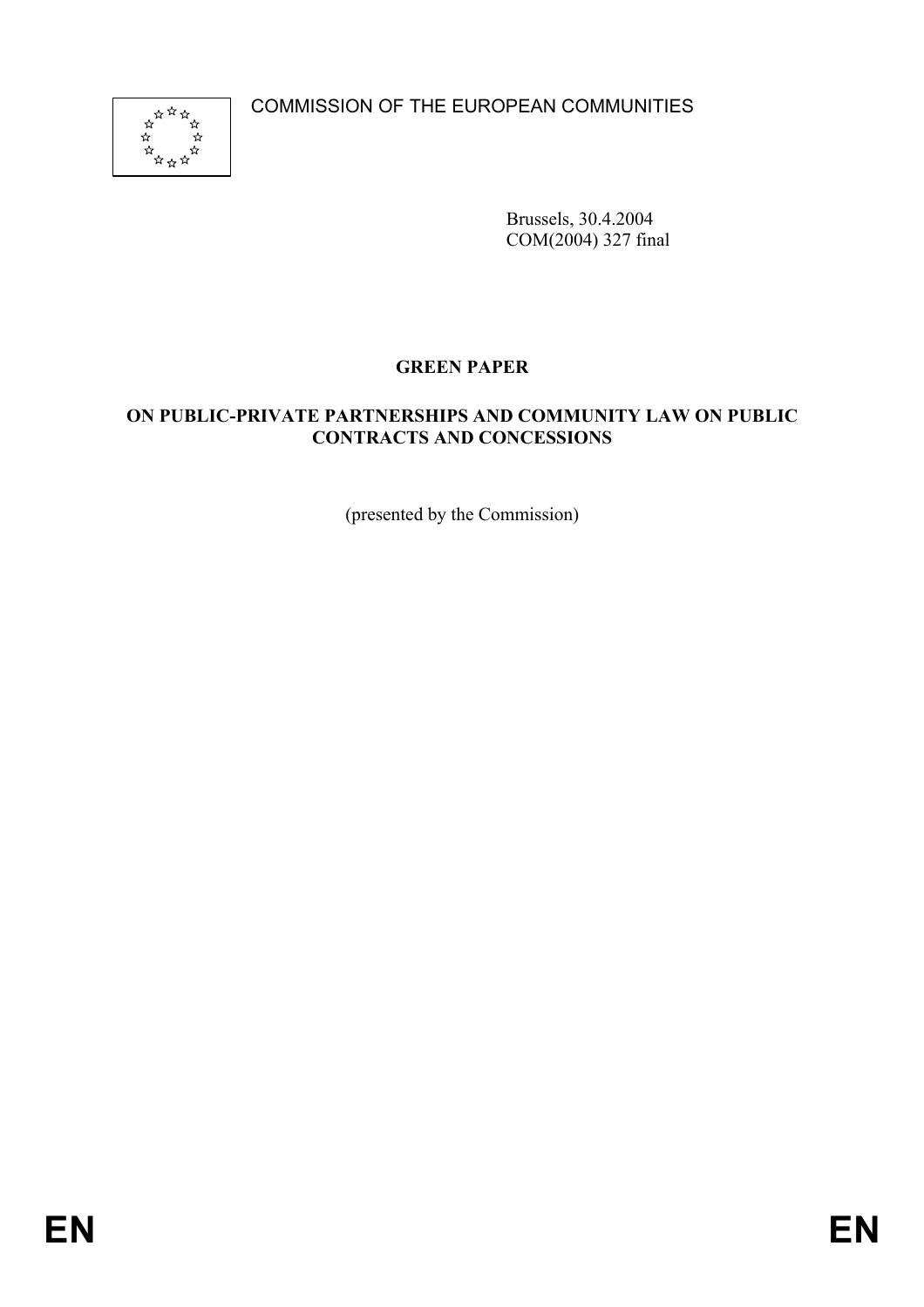COMMISSION OF THE EUROPEAN COMMUNITIES

Brussels, 30.4.2004
COM(2004) 327 final

# GREEN PAPER

## ON PUBLIC-PRIVATE PARTNERSHIPS AND COMMUNITY LAW ON PUBLIC CONTRACTS AND CONCESSIONS

(presented by the Commission)

EN EN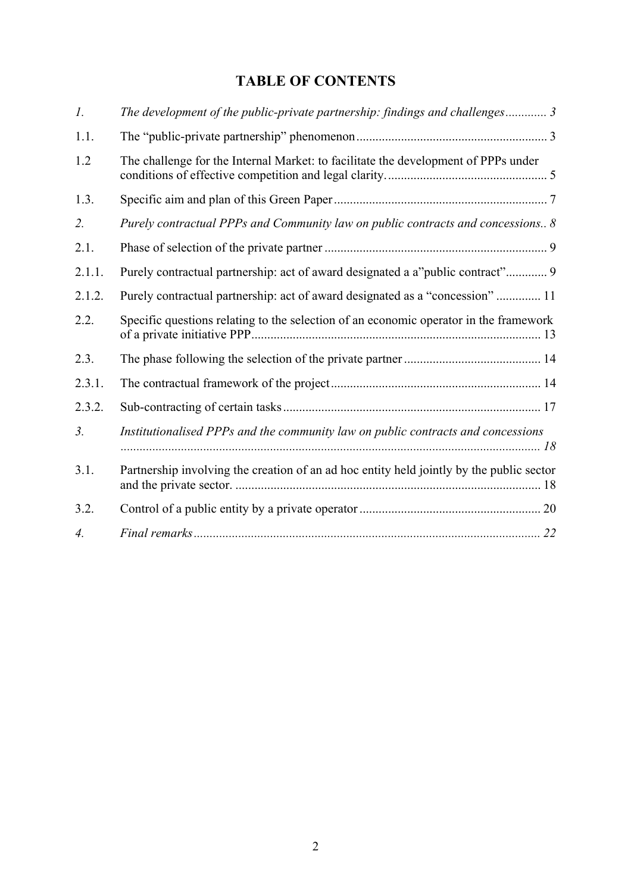# TABLE OF CONTENTS

| | | |
|---|---|---|
| *1.* | *The development of the public-private partnership: findings and challenges* | *3* |
| 1.1. | The "public-private partnership" phenomenon | 3 |
| 1.2 | The challenge for the Internal Market: to facilitate the development of PPPs under conditions of effective competition and legal clarity. | 5 |
| 1.3. | Specific aim and plan of this Green Paper | 7 |
| *2.* | *Purely contractual PPPs and Community law on public contracts and concessions* | *8* |
| 2.1. | Phase of selection of the private partner | 9 |
| 2.1.1. | Purely contractual partnership: act of award designated a a"public contract" | 9 |
| 2.1.2. | Purely contractual partnership: act of award designated as a "concession" | 11 |
| 2.2. | Specific questions relating to the selection of an economic operator in the framework of a private initiative PPP | 13 |
| 2.3. | The phase following the selection of the private partner | 14 |
| 2.3.1. | The contractual framework of the project | 14 |
| 2.3.2. | Sub-contracting of certain tasks | 17 |
| *3.* | *Institutionalised PPPs and the community law on public contracts and concessions* | *18* |
| 3.1. | Partnership involving the creation of an ad hoc entity held jointly by the public sector and the private sector. | 18 |
| 3.2. | Control of a public entity by a private operator | 20 |
| *4.* | *Final remarks* | *22* |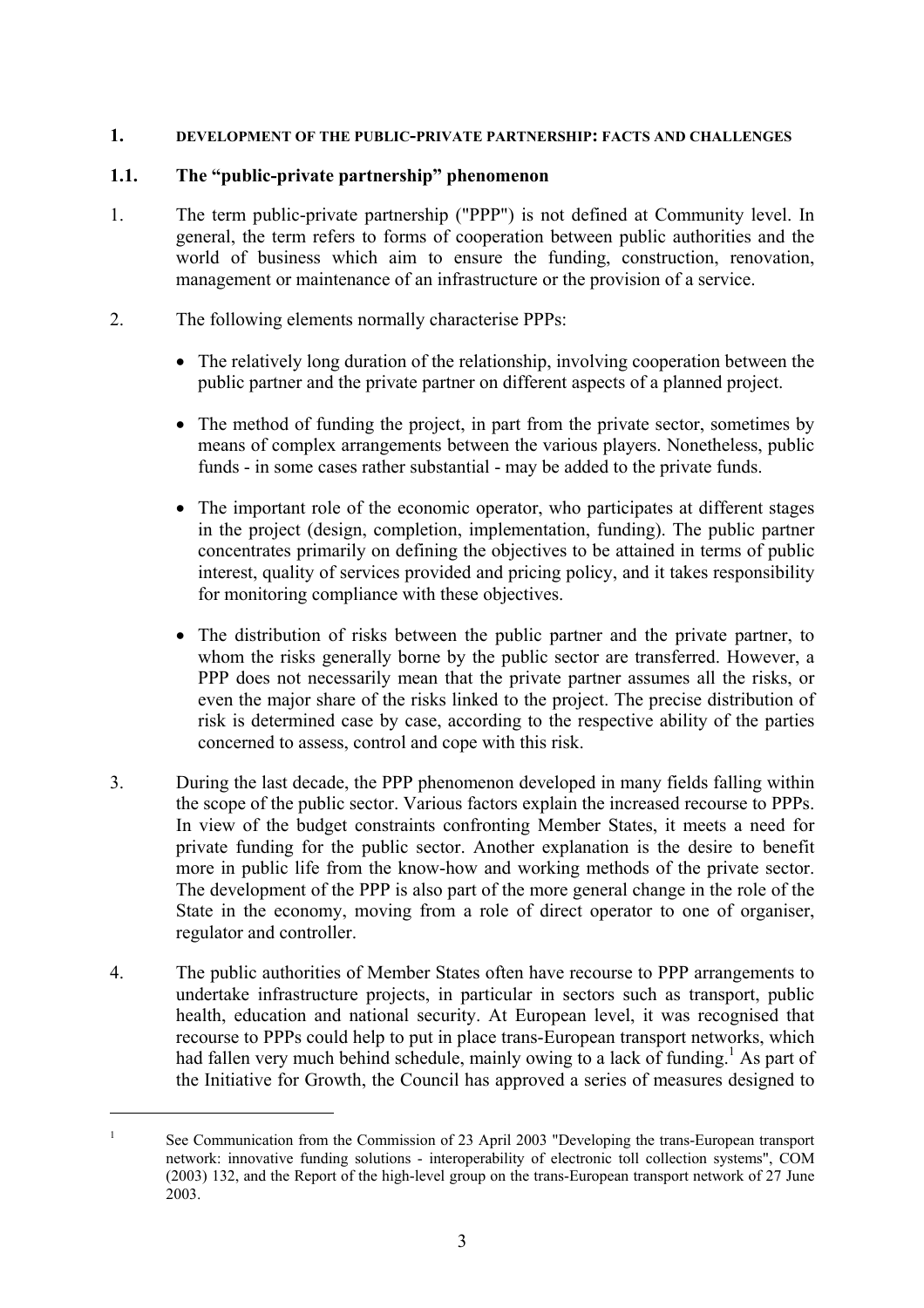# 1. DEVELOPMENT OF THE PUBLIC-PRIVATE PARTNERSHIP: FACTS AND CHALLENGES

## 1.1. The "public-private partnership" phenomenon

1. The term public-private partnership ("PPP") is not defined at Community level. In general, the term refers to forms of cooperation between public authorities and the world of business which aim to ensure the funding, construction, renovation, management or maintenance of an infrastructure or the provision of a service.

2. The following elements normally characterise PPPs:

   - The relatively long duration of the relationship, involving cooperation between the public partner and the private partner on different aspects of a planned project.
   - The method of funding the project, in part from the private sector, sometimes by means of complex arrangements between the various players. Nonetheless, public funds - in some cases rather substantial - may be added to the private funds.
   - The important role of the economic operator, who participates at different stages in the project (design, completion, implementation, funding). The public partner concentrates primarily on defining the objectives to be attained in terms of public interest, quality of services provided and pricing policy, and it takes responsibility for monitoring compliance with these objectives.
   - The distribution of risks between the public partner and the private partner, to whom the risks generally borne by the public sector are transferred. However, a PPP does not necessarily mean that the private partner assumes all the risks, or even the major share of the risks linked to the project. The precise distribution of risk is determined case by case, according to the respective ability of the parties concerned to assess, control and cope with this risk.

3. During the last decade, the PPP phenomenon developed in many fields falling within the scope of the public sector. Various factors explain the increased recourse to PPPs. In view of the budget constraints confronting Member States, it meets a need for private funding for the public sector. Another explanation is the desire to benefit more in public life from the know-how and working methods of the private sector. The development of the PPP is also part of the more general change in the role of the State in the economy, moving from a role of direct operator to one of organiser, regulator and controller.

4. The public authorities of Member States often have recourse to PPP arrangements to undertake infrastructure projects, in particular in sectors such as transport, public health, education and national security. At European level, it was recognised that recourse to PPPs could help to put in place trans-European transport networks, which had fallen very much behind schedule, mainly owing to a lack of funding.[1] As part of the Initiative for Growth, the Council has approved a series of measures designed to

[1] See Communication from the Commission of 23 April 2003 "Developing the trans-European transport network: innovative funding solutions - interoperability of electronic toll collection systems", COM (2003) 132, and the Report of the high-level group on the trans-European transport network of 27 June 2003.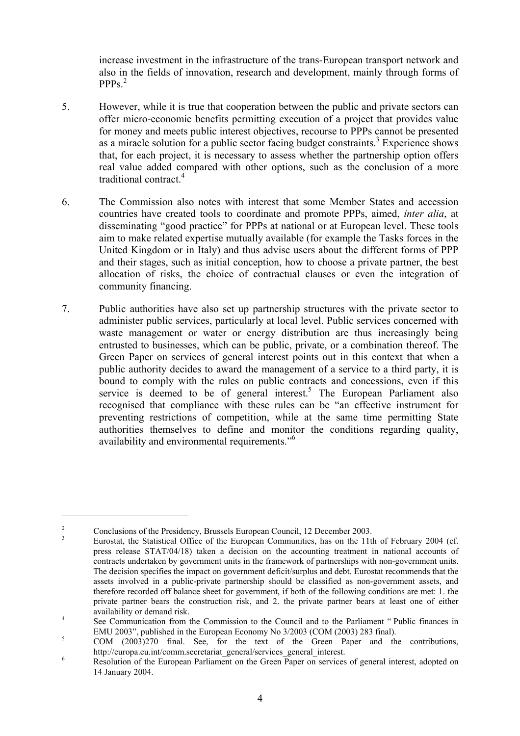increase investment in the infrastructure of the trans-European transport network and also in the fields of innovation, research and development, mainly through forms of PPPs.[2]

5. However, while it is true that cooperation between the public and private sectors can offer micro-economic benefits permitting execution of a project that provides value for money and meets public interest objectives, recourse to PPPs cannot be presented as a miracle solution for a public sector facing budget constraints.[3] Experience shows that, for each project, it is necessary to assess whether the partnership option offers real value added compared with other options, such as the conclusion of a more traditional contract.[4]

6. The Commission also notes with interest that some Member States and accession countries have created tools to coordinate and promote PPPs, aimed, *inter alia*, at disseminating "good practice" for PPPs at national or at European level. These tools aim to make related expertise mutually available (for example the Tasks forces in the United Kingdom or in Italy) and thus advise users about the different forms of PPP and their stages, such as initial conception, how to choose a private partner, the best allocation of risks, the choice of contractual clauses or even the integration of community financing.

7. Public authorities have also set up partnership structures with the private sector to administer public services, particularly at local level. Public services concerned with waste management or water or energy distribution are thus increasingly being entrusted to businesses, which can be public, private, or a combination thereof. The Green Paper on services of general interest points out in this context that when a public authority decides to award the management of a service to a third party, it is bound to comply with the rules on public contracts and concessions, even if this service is deemed to be of general interest.[5] The European Parliament also recognised that compliance with these rules can be "an effective instrument for preventing restrictions of competition, while at the same time permitting State authorities themselves to define and monitor the conditions regarding quality, availability and environmental requirements."[6]

---

[2] Conclusions of the Presidency, Brussels European Council, 12 December 2003.

[3] Eurostat, the Statistical Office of the European Communities, has on the 11th of February 2004 (cf. press release STAT/04/18) taken a decision on the accounting treatment in national accounts of contracts undertaken by government units in the framework of partnerships with non-government units. The decision specifies the impact on government deficit/surplus and debt. Eurostat recommends that the assets involved in a public-private partnership should be classified as non-government assets, and therefore recorded off balance sheet for government, if both of the following conditions are met: 1. the private partner bears the construction risk, and 2. the private partner bears at least one of either availability or demand risk.

[4] See Communication from the Commission to the Council and to the Parliament " Public finances in EMU 2003", published in the European Economy No 3/2003 (COM (2003) 283 final).

[5] COM (2003)270 final. See, for the text of the Green Paper and the contributions, http://europa.eu.int/comm.secretariat_general/services_general_interest.

[6] Resolution of the European Parliament on the Green Paper on services of general interest, adopted on 14 January 2004.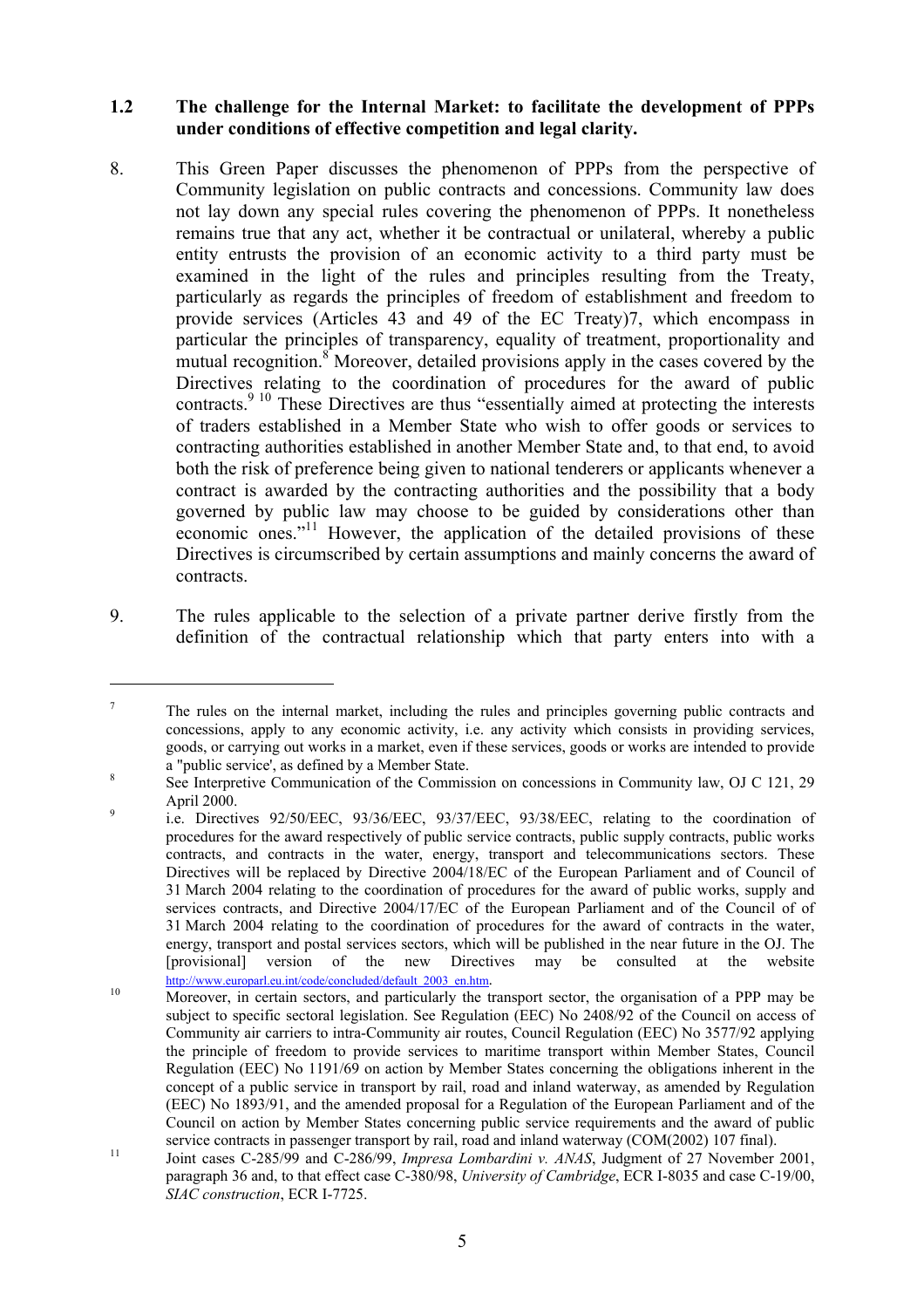## 1.2 The challenge for the Internal Market: to facilitate the development of PPPs under conditions of effective competition and legal clarity.

8. This Green Paper discusses the phenomenon of PPPs from the perspective of Community legislation on public contracts and concessions. Community law does not lay down any special rules covering the phenomenon of PPPs. It nonetheless remains true that any act, whether it be contractual or unilateral, whereby a public entity entrusts the provision of an economic activity to a third party must be examined in the light of the rules and principles resulting from the Treaty, particularly as regards the principles of freedom of establishment and freedom to provide services (Articles 43 and 49 of the EC Treaty)7, which encompass in particular the principles of transparency, equality of treatment, proportionality and mutual recognition.[8] Moreover, detailed provisions apply in the cases covered by the Directives relating to the coordination of procedures for the award of public contracts.[9] [10] These Directives are thus "essentially aimed at protecting the interests of traders established in a Member State who wish to offer goods or services to contracting authorities established in another Member State and, to that end, to avoid both the risk of preference being given to national tenderers or applicants whenever a contract is awarded by the contracting authorities and the possibility that a body governed by public law may choose to be guided by considerations other than economic ones."[11] However, the application of the detailed provisions of these Directives is circumscribed by certain assumptions and mainly concerns the award of contracts.

9. The rules applicable to the selection of a private partner derive firstly from the definition of the contractual relationship which that party enters into with a

---

[7] The rules on the internal market, including the rules and principles governing public contracts and concessions, apply to any economic activity, i.e. any activity which consists in providing services, goods, or carrying out works in a market, even if these services, goods or works are intended to provide a "public service', as defined by a Member State.

[8] See Interpretive Communication of the Commission on concessions in Community law, OJ C 121, 29 April 2000.

[9] i.e. Directives 92/50/EEC, 93/36/EEC, 93/37/EEC, 93/38/EEC, relating to the coordination of procedures for the award respectively of public service contracts, public supply contracts, public works contracts, and contracts in the water, energy, transport and telecommunications sectors. These Directives will be replaced by Directive 2004/18/EC of the European Parliament and of Council of 31 March 2004 relating to the coordination of procedures for the award of public works, supply and services contracts, and Directive 2004/17/EC of the European Parliament and of the Council of of 31 March 2004 relating to the coordination of procedures for the award of contracts in the water, energy, transport and postal services sectors, which will be published in the near future in the OJ. The [provisional] version of the new Directives may be consulted at the website http://www.europarl.eu.int/code/concluded/default_2003_en.htm.

[10] Moreover, in certain sectors, and particularly the transport sector, the organisation of a PPP may be subject to specific sectoral legislation. See Regulation (EEC) No 2408/92 of the Council on access of Community air carriers to intra-Community air routes, Council Regulation (EEC) No 3577/92 applying the principle of freedom to provide services to maritime transport within Member States, Council Regulation (EEC) No 1191/69 on action by Member States concerning the obligations inherent in the concept of a public service in transport by rail, road and inland waterway, as amended by Regulation (EEC) No 1893/91, and the amended proposal for a Regulation of the European Parliament and of the Council on action by Member States concerning public service requirements and the award of public service contracts in passenger transport by rail, road and inland waterway (COM(2002) 107 final).

[11] Joint cases C-285/99 and C-286/99, *Impresa Lombardini v. ANAS*, Judgment of 27 November 2001, paragraph 36 and, to that effect case C-380/98, *University of Cambridge*, ECR I-8035 and case C-19/00, *SIAC construction*, ECR I-7725.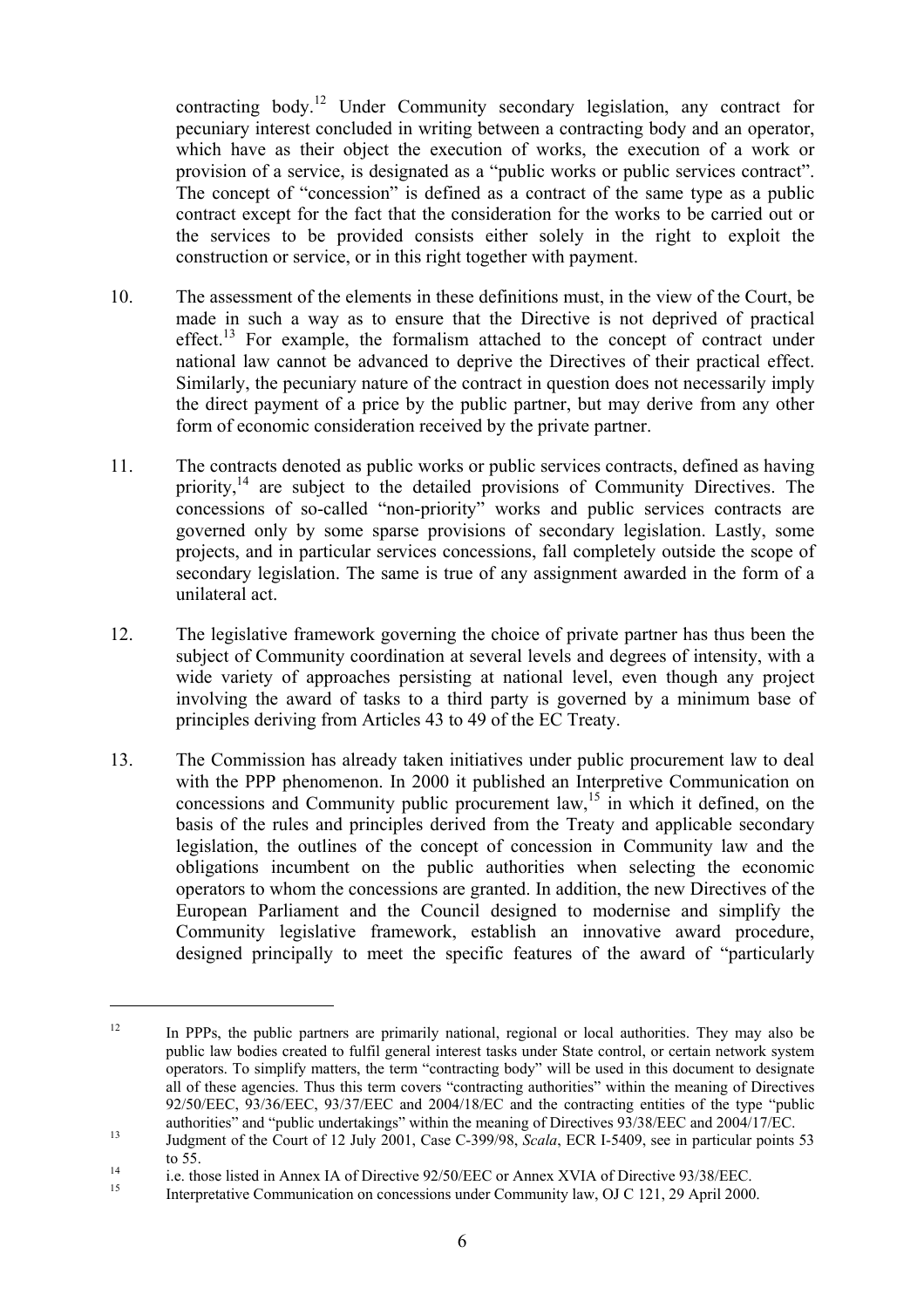contracting body.[12] Under Community secondary legislation, any contract for pecuniary interest concluded in writing between a contracting body and an operator, which have as their object the execution of works, the execution of a work or provision of a service, is designated as a "public works or public services contract". The concept of "concession" is defined as a contract of the same type as a public contract except for the fact that the consideration for the works to be carried out or the services to be provided consists either solely in the right to exploit the construction or service, or in this right together with payment.

10. The assessment of the elements in these definitions must, in the view of the Court, be made in such a way as to ensure that the Directive is not deprived of practical effect.[13] For example, the formalism attached to the concept of contract under national law cannot be advanced to deprive the Directives of their practical effect. Similarly, the pecuniary nature of the contract in question does not necessarily imply the direct payment of a price by the public partner, but may derive from any other form of economic consideration received by the private partner.

11. The contracts denoted as public works or public services contracts, defined as having priority,[14] are subject to the detailed provisions of Community Directives. The concessions of so-called "non-priority" works and public services contracts are governed only by some sparse provisions of secondary legislation. Lastly, some projects, and in particular services concessions, fall completely outside the scope of secondary legislation. The same is true of any assignment awarded in the form of a unilateral act.

12. The legislative framework governing the choice of private partner has thus been the subject of Community coordination at several levels and degrees of intensity, with a wide variety of approaches persisting at national level, even though any project involving the award of tasks to a third party is governed by a minimum base of principles deriving from Articles 43 to 49 of the EC Treaty.

13. The Commission has already taken initiatives under public procurement law to deal with the PPP phenomenon. In 2000 it published an Interpretive Communication on concessions and Community public procurement law,[15] in which it defined, on the basis of the rules and principles derived from the Treaty and applicable secondary legislation, the outlines of the concept of concession in Community law and the obligations incumbent on the public authorities when selecting the economic operators to whom the concessions are granted. In addition, the new Directives of the European Parliament and the Council designed to modernise and simplify the Community legislative framework, establish an innovative award procedure, designed principally to meet the specific features of the award of "particularly

---

[12] In PPPs, the public partners are primarily national, regional or local authorities. They may also be public law bodies created to fulfil general interest tasks under State control, or certain network system operators. To simplify matters, the term "contracting body" will be used in this document to designate all of these agencies. Thus this term covers "contracting authorities" within the meaning of Directives 92/50/EEC, 93/36/EEC, 93/37/EEC and 2004/18/EC and the contracting entities of the type "public authorities" and "public undertakings" within the meaning of Directives 93/38/EEC and 2004/17/EC.

[13] Judgment of the Court of 12 July 2001, Case C-399/98, *Scala*, ECR I-5409, see in particular points 53 to 55.

[14] i.e. those listed in Annex IA of Directive 92/50/EEC or Annex XVIA of Directive 93/38/EEC.

[15] Interpretative Communication on concessions under Community law, OJ C 121, 29 April 2000.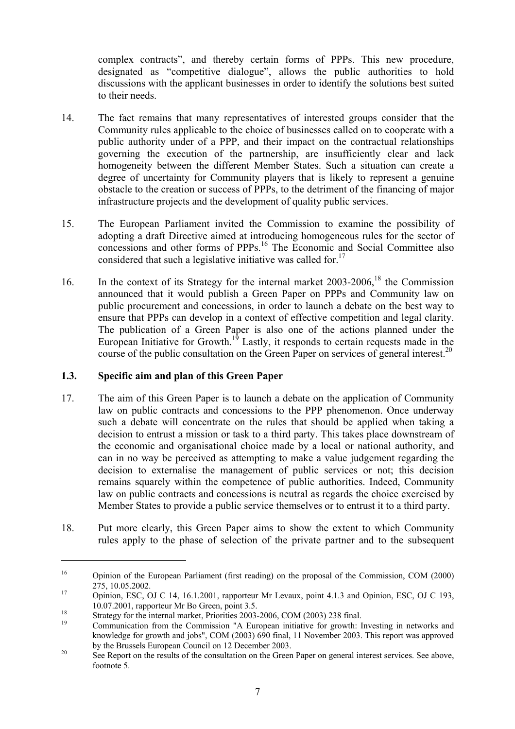complex contracts", and thereby certain forms of PPPs. This new procedure, designated as "competitive dialogue", allows the public authorities to hold discussions with the applicant businesses in order to identify the solutions best suited to their needs.

14. The fact remains that many representatives of interested groups consider that the Community rules applicable to the choice of businesses called on to cooperate with a public authority under of a PPP, and their impact on the contractual relationships governing the execution of the partnership, are insufficiently clear and lack homogeneity between the different Member States. Such a situation can create a degree of uncertainty for Community players that is likely to represent a genuine obstacle to the creation or success of PPPs, to the detriment of the financing of major infrastructure projects and the development of quality public services.

15. The European Parliament invited the Commission to examine the possibility of adopting a draft Directive aimed at introducing homogeneous rules for the sector of concessions and other forms of PPPs.[16] The Economic and Social Committee also considered that such a legislative initiative was called for.[17]

16. In the context of its Strategy for the internal market 2003-2006,[18] the Commission announced that it would publish a Green Paper on PPPs and Community law on public procurement and concessions, in order to launch a debate on the best way to ensure that PPPs can develop in a context of effective competition and legal clarity. The publication of a Green Paper is also one of the actions planned under the European Initiative for Growth.[19] Lastly, it responds to certain requests made in the course of the public consultation on the Green Paper on services of general interest.[20]

### 1.3. Specific aim and plan of this Green Paper

17. The aim of this Green Paper is to launch a debate on the application of Community law on public contracts and concessions to the PPP phenomenon. Once underway such a debate will concentrate on the rules that should be applied when taking a decision to entrust a mission or task to a third party. This takes place downstream of the economic and organisational choice made by a local or national authority, and can in no way be perceived as attempting to make a value judgement regarding the decision to externalise the management of public services or not; this decision remains squarely within the competence of public authorities. Indeed, Community law on public contracts and concessions is neutral as regards the choice exercised by Member States to provide a public service themselves or to entrust it to a third party.

18. Put more clearly, this Green Paper aims to show the extent to which Community rules apply to the phase of selection of the private partner and to the subsequent

---

[16] Opinion of the European Parliament (first reading) on the proposal of the Commission, COM (2000) 275, 10.05.2002.

[17] Opinion, ESC, OJ C 14, 16.1.2001, rapporteur Mr Levaux, point 4.1.3 and Opinion, ESC, OJ C 193, 10.07.2001, rapporteur Mr Bo Green, point 3.5.

[18] Strategy for the internal market, Priorities 2003-2006, COM (2003) 238 final.

[19] Communication from the Commission "A European initiative for growth: Investing in networks and knowledge for growth and jobs", COM (2003) 690 final, 11 November 2003. This report was approved by the Brussels European Council on 12 December 2003.

[20] See Report on the results of the consultation on the Green Paper on general interest services. See above, footnote 5.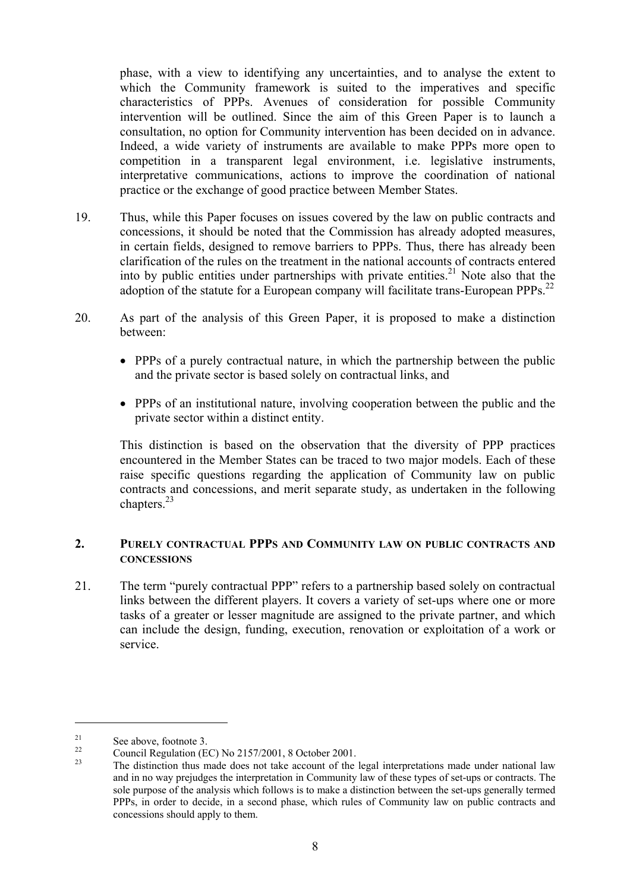phase, with a view to identifying any uncertainties, and to analyse the extent to which the Community framework is suited to the imperatives and specific characteristics of PPPs. Avenues of consideration for possible Community intervention will be outlined. Since the aim of this Green Paper is to launch a consultation, no option for Community intervention has been decided on in advance. Indeed, a wide variety of instruments are available to make PPPs more open to competition in a transparent legal environment, i.e. legislative instruments, interpretative communications, actions to improve the coordination of national practice or the exchange of good practice between Member States.

19. Thus, while this Paper focuses on issues covered by the law on public contracts and concessions, it should be noted that the Commission has already adopted measures, in certain fields, designed to remove barriers to PPPs. Thus, there has already been clarification of the rules on the treatment in the national accounts of contracts entered into by public entities under partnerships with private entities.[21] Note also that the adoption of the statute for a European company will facilitate trans-European PPPs.[22]

20. As part of the analysis of this Green Paper, it is proposed to make a distinction between:

- PPPs of a purely contractual nature, in which the partnership between the public and the private sector is based solely on contractual links, and
- PPPs of an institutional nature, involving cooperation between the public and the private sector within a distinct entity.

This distinction is based on the observation that the diversity of PPP practices encountered in the Member States can be traced to two major models. Each of these raise specific questions regarding the application of Community law on public contracts and concessions, and merit separate study, as undertaken in the following chapters.[23]

## 2. PURELY CONTRACTUAL PPPS AND COMMUNITY LAW ON PUBLIC CONTRACTS AND CONCESSIONS

21. The term "purely contractual PPP" refers to a partnership based solely on contractual links between the different players. It covers a variety of set-ups where one or more tasks of a greater or lesser magnitude are assigned to the private partner, and which can include the design, funding, execution, renovation or exploitation of a work or service.

---

[21] See above, footnote 3.

[22] Council Regulation (EC) No 2157/2001, 8 October 2001.

[23] The distinction thus made does not take account of the legal interpretations made under national law and in no way prejudges the interpretation in Community law of these types of set-ups or contracts. The sole purpose of the analysis which follows is to make a distinction between the set-ups generally termed PPPs, in order to decide, in a second phase, which rules of Community law on public contracts and concessions should apply to them.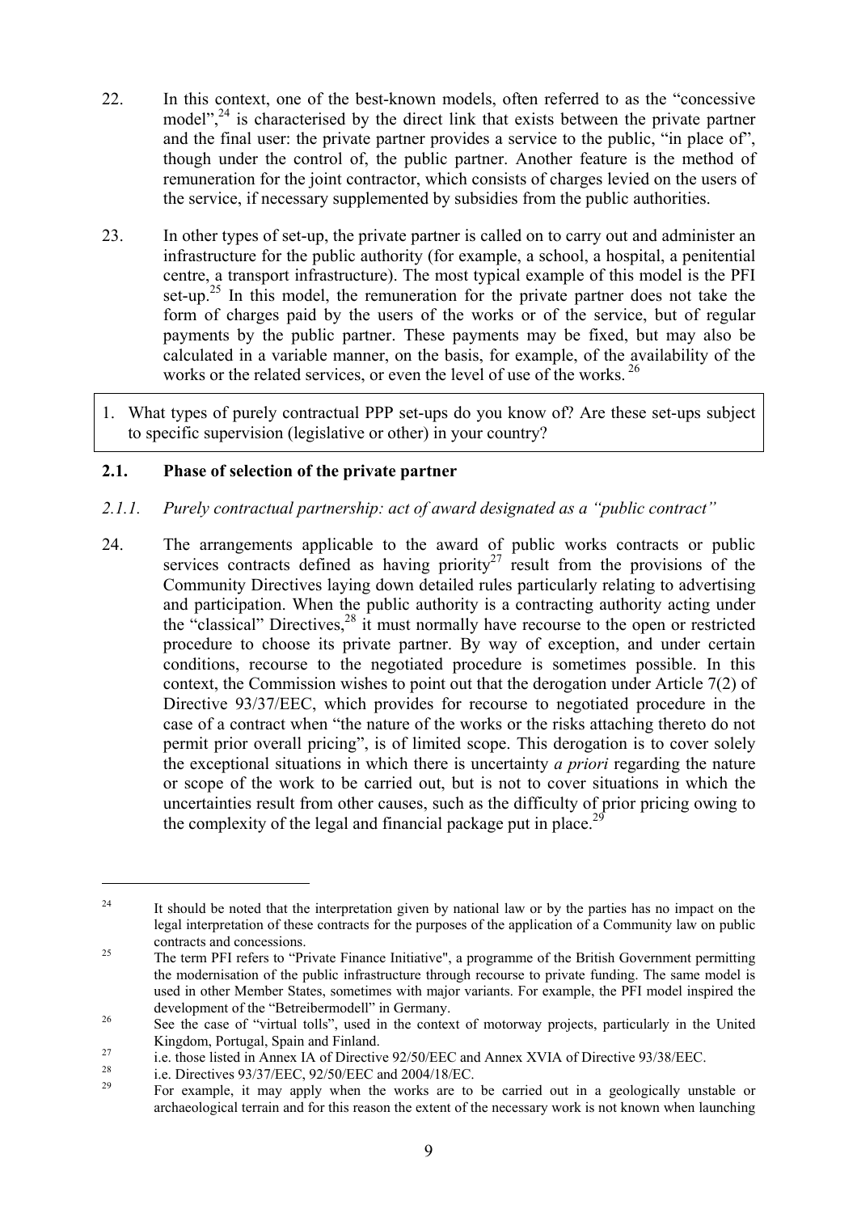22. In this context, one of the best-known models, often referred to as the "concessive model",[24] is characterised by the direct link that exists between the private partner and the final user: the private partner provides a service to the public, "in place of", though under the control of, the public partner. Another feature is the method of remuneration for the joint contractor, which consists of charges levied on the users of the service, if necessary supplemented by subsidies from the public authorities.

23. In other types of set-up, the private partner is called on to carry out and administer an infrastructure for the public authority (for example, a school, a hospital, a penitential centre, a transport infrastructure). The most typical example of this model is the PFI set-up.[25] In this model, the remuneration for the private partner does not take the form of charges paid by the users of the works or of the service, but of regular payments by the public partner. These payments may be fixed, but may also be calculated in a variable manner, on the basis, for example, of the availability of the works or the related services, or even the level of use of the works.[26]

> 1. What types of purely contractual PPP set-ups do you know of? Are these set-ups subject to specific supervision (legislative or other) in your country?

### 2.1. Phase of selection of the private partner

#### *2.1.1. Purely contractual partnership: act of award designated as a "public contract"*

24. The arrangements applicable to the award of public works contracts or public services contracts defined as having priority[27] result from the provisions of the Community Directives laying down detailed rules particularly relating to advertising and participation. When the public authority is a contracting authority acting under the "classical" Directives,[28] it must normally have recourse to the open or restricted procedure to choose its private partner. By way of exception, and under certain conditions, recourse to the negotiated procedure is sometimes possible. In this context, the Commission wishes to point out that the derogation under Article 7(2) of Directive 93/37/EEC, which provides for recourse to negotiated procedure in the case of a contract when "the nature of the works or the risks attaching thereto do not permit prior overall pricing", is of limited scope. This derogation is to cover solely the exceptional situations in which there is uncertainty *a priori* regarding the nature or scope of the work to be carried out, but is not to cover situations in which the uncertainties result from other causes, such as the difficulty of prior pricing owing to the complexity of the legal and financial package put in place.[29]

---

[24] It should be noted that the interpretation given by national law or by the parties has no impact on the legal interpretation of these contracts for the purposes of the application of a Community law on public contracts and concessions.

[25] The term PFI refers to "Private Finance Initiative", a programme of the British Government permitting the modernisation of the public infrastructure through recourse to private funding. The same model is used in other Member States, sometimes with major variants. For example, the PFI model inspired the development of the "Betreibermodell" in Germany.

[26] See the case of "virtual tolls", used in the context of motorway projects, particularly in the United Kingdom, Portugal, Spain and Finland.

[27] i.e. those listed in Annex IA of Directive 92/50/EEC and Annex XVIA of Directive 93/38/EEC.

[28] i.e. Directives 93/37/EEC, 92/50/EEC and 2004/18/EC.

[29] For example, it may apply when the works are to be carried out in a geologically unstable or archaeological terrain and for this reason the extent of the necessary work is not known when launching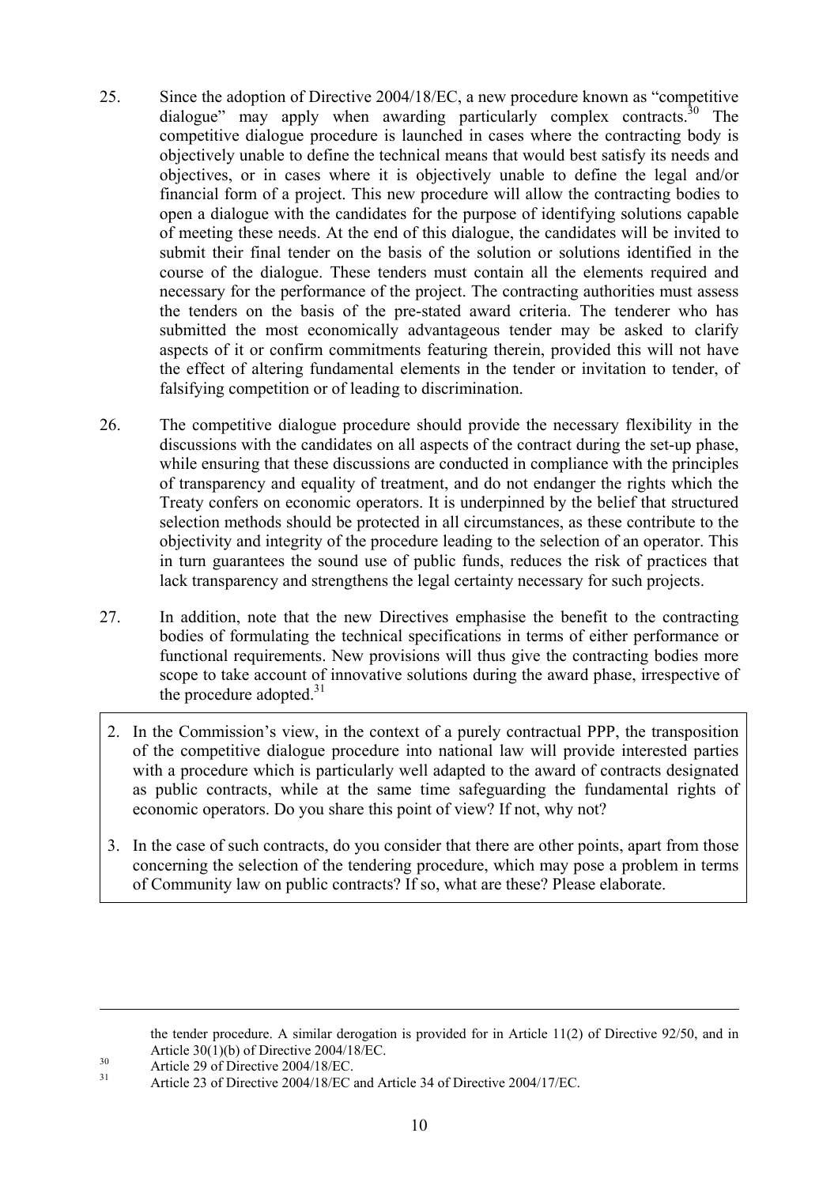25. Since the adoption of Directive 2004/18/EC, a new procedure known as "competitive dialogue" may apply when awarding particularly complex contracts.[30] The competitive dialogue procedure is launched in cases where the contracting body is objectively unable to define the technical means that would best satisfy its needs and objectives, or in cases where it is objectively unable to define the legal and/or financial form of a project. This new procedure will allow the contracting bodies to open a dialogue with the candidates for the purpose of identifying solutions capable of meeting these needs. At the end of this dialogue, the candidates will be invited to submit their final tender on the basis of the solution or solutions identified in the course of the dialogue. These tenders must contain all the elements required and necessary for the performance of the project. The contracting authorities must assess the tenders on the basis of the pre-stated award criteria. The tenderer who has submitted the most economically advantageous tender may be asked to clarify aspects of it or confirm commitments featuring therein, provided this will not have the effect of altering fundamental elements in the tender or invitation to tender, of falsifying competition or of leading to discrimination.

26. The competitive dialogue procedure should provide the necessary flexibility in the discussions with the candidates on all aspects of the contract during the set-up phase, while ensuring that these discussions are conducted in compliance with the principles of transparency and equality of treatment, and do not endanger the rights which the Treaty confers on economic operators. It is underpinned by the belief that structured selection methods should be protected in all circumstances, as these contribute to the objectivity and integrity of the procedure leading to the selection of an operator. This in turn guarantees the sound use of public funds, reduces the risk of practices that lack transparency and strengthens the legal certainty necessary for such projects.

27. In addition, note that the new Directives emphasise the benefit to the contracting bodies of formulating the technical specifications in terms of either performance or functional requirements. New provisions will thus give the contracting bodies more scope to take account of innovative solutions during the award phase, irrespective of the procedure adopted.[31]

> 2. In the Commission's view, in the context of a purely contractual PPP, the transposition of the competitive dialogue procedure into national law will provide interested parties with a procedure which is particularly well adapted to the award of contracts designated as public contracts, while at the same time safeguarding the fundamental rights of economic operators. Do you share this point of view? If not, why not?
>
> 3. In the case of such contracts, do you consider that there are other points, apart from those concerning the selection of the tendering procedure, which may pose a problem in terms of Community law on public contracts? If so, what are these? Please elaborate.

---

the tender procedure. A similar derogation is provided for in Article 11(2) of Directive 92/50, and in Article 30(1)(b) of Directive 2004/18/EC.

[30] Article 29 of Directive 2004/18/EC.

[31] Article 23 of Directive 2004/18/EC and Article 34 of Directive 2004/17/EC.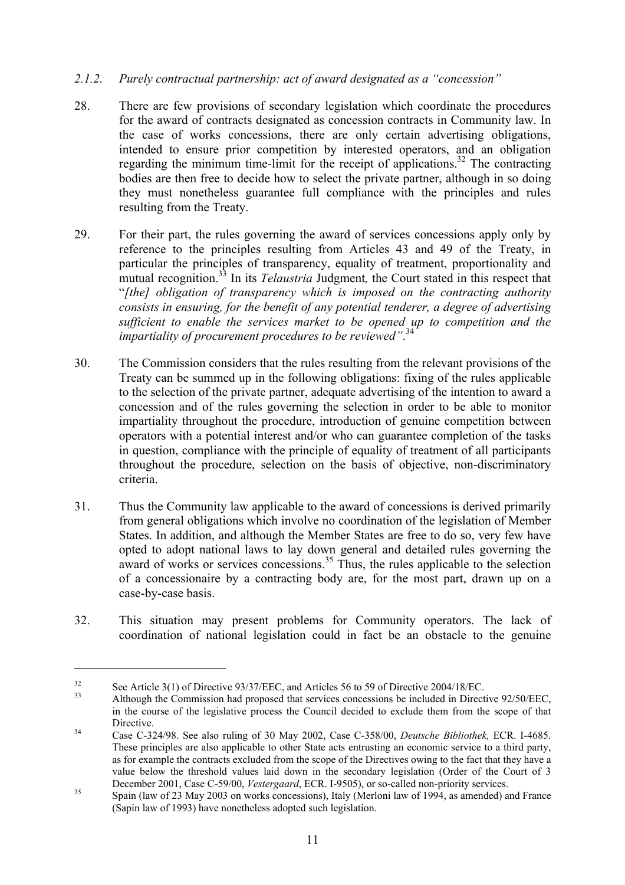### *2.1.2. Purely contractual partnership: act of award designated as a "concession"*

28. There are few provisions of secondary legislation which coordinate the procedures for the award of contracts designated as concession contracts in Community law. In the case of works concessions, there are only certain advertising obligations, intended to ensure prior competition by interested operators, and an obligation regarding the minimum time-limit for the receipt of applications.[32] The contracting bodies are then free to decide how to select the private partner, although in so doing they must nonetheless guarantee full compliance with the principles and rules resulting from the Treaty.

29. For their part, the rules governing the award of services concessions apply only by reference to the principles resulting from Articles 43 and 49 of the Treaty, in particular the principles of transparency, equality of treatment, proportionality and mutual recognition.[33] In its *Telaustria* Judgment*,* the Court stated in this respect that "*[the] obligation of transparency which is imposed on the contracting authority consists in ensuring, for the benefit of any potential tenderer, a degree of advertising sufficient to enable the services market to be opened up to competition and the impartiality of procurement procedures to be reviewed"*.[34]

30. The Commission considers that the rules resulting from the relevant provisions of the Treaty can be summed up in the following obligations: fixing of the rules applicable to the selection of the private partner, adequate advertising of the intention to award a concession and of the rules governing the selection in order to be able to monitor impartiality throughout the procedure, introduction of genuine competition between operators with a potential interest and/or who can guarantee completion of the tasks in question, compliance with the principle of equality of treatment of all participants throughout the procedure, selection on the basis of objective, non-discriminatory criteria.

31. Thus the Community law applicable to the award of concessions is derived primarily from general obligations which involve no coordination of the legislation of Member States. In addition, and although the Member States are free to do so, very few have opted to adopt national laws to lay down general and detailed rules governing the award of works or services concessions.[35] Thus, the rules applicable to the selection of a concessionaire by a contracting body are, for the most part, drawn up on a case-by-case basis.

32. This situation may present problems for Community operators. The lack of coordination of national legislation could in fact be an obstacle to the genuine

---

[32] See Article 3(1) of Directive 93/37/EEC, and Articles 56 to 59 of Directive 2004/18/EC.

[33] Although the Commission had proposed that services concessions be included in Directive 92/50/EEC, in the course of the legislative process the Council decided to exclude them from the scope of that Directive.

[34] Case C-324/98. See also ruling of 30 May 2002, Case C-358/00, *Deutsche Bibliothek,* ECR. I-4685. These principles are also applicable to other State acts entrusting an economic service to a third party, as for example the contracts excluded from the scope of the Directives owing to the fact that they have a value below the threshold values laid down in the secondary legislation (Order of the Court of 3 December 2001, Case C-59/00, *Vestergaard*, ECR. I-9505), or so-called non-priority services.

[35] Spain (law of 23 May 2003 on works concessions), Italy (Merloni law of 1994, as amended) and France (Sapin law of 1993) have nonetheless adopted such legislation.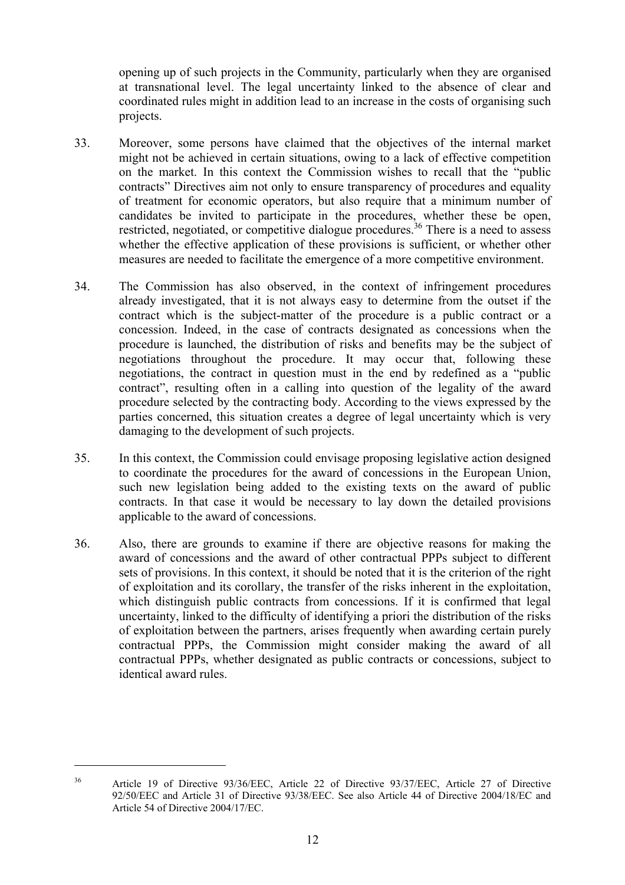opening up of such projects in the Community, particularly when they are organised at transnational level. The legal uncertainty linked to the absence of clear and coordinated rules might in addition lead to an increase in the costs of organising such projects.

33. Moreover, some persons have claimed that the objectives of the internal market might not be achieved in certain situations, owing to a lack of effective competition on the market. In this context the Commission wishes to recall that the "public contracts" Directives aim not only to ensure transparency of procedures and equality of treatment for economic operators, but also require that a minimum number of candidates be invited to participate in the procedures, whether these be open, restricted, negotiated, or competitive dialogue procedures.[36] There is a need to assess whether the effective application of these provisions is sufficient, or whether other measures are needed to facilitate the emergence of a more competitive environment.

34. The Commission has also observed, in the context of infringement procedures already investigated, that it is not always easy to determine from the outset if the contract which is the subject-matter of the procedure is a public contract or a concession. Indeed, in the case of contracts designated as concessions when the procedure is launched, the distribution of risks and benefits may be the subject of negotiations throughout the procedure. It may occur that, following these negotiations, the contract in question must in the end by redefined as a "public contract", resulting often in a calling into question of the legality of the award procedure selected by the contracting body. According to the views expressed by the parties concerned, this situation creates a degree of legal uncertainty which is very damaging to the development of such projects.

35. In this context, the Commission could envisage proposing legislative action designed to coordinate the procedures for the award of concessions in the European Union, such new legislation being added to the existing texts on the award of public contracts. In that case it would be necessary to lay down the detailed provisions applicable to the award of concessions.

36. Also, there are grounds to examine if there are objective reasons for making the award of concessions and the award of other contractual PPPs subject to different sets of provisions. In this context, it should be noted that it is the criterion of the right of exploitation and its corollary, the transfer of the risks inherent in the exploitation, which distinguish public contracts from concessions. If it is confirmed that legal uncertainty, linked to the difficulty of identifying a priori the distribution of the risks of exploitation between the partners, arises frequently when awarding certain purely contractual PPPs, the Commission might consider making the award of all contractual PPPs, whether designated as public contracts or concessions, subject to identical award rules.

[36] Article 19 of Directive 93/36/EEC, Article 22 of Directive 93/37/EEC, Article 27 of Directive 92/50/EEC and Article 31 of Directive 93/38/EEC. See also Article 44 of Directive 2004/18/EC and Article 54 of Directive 2004/17/EC.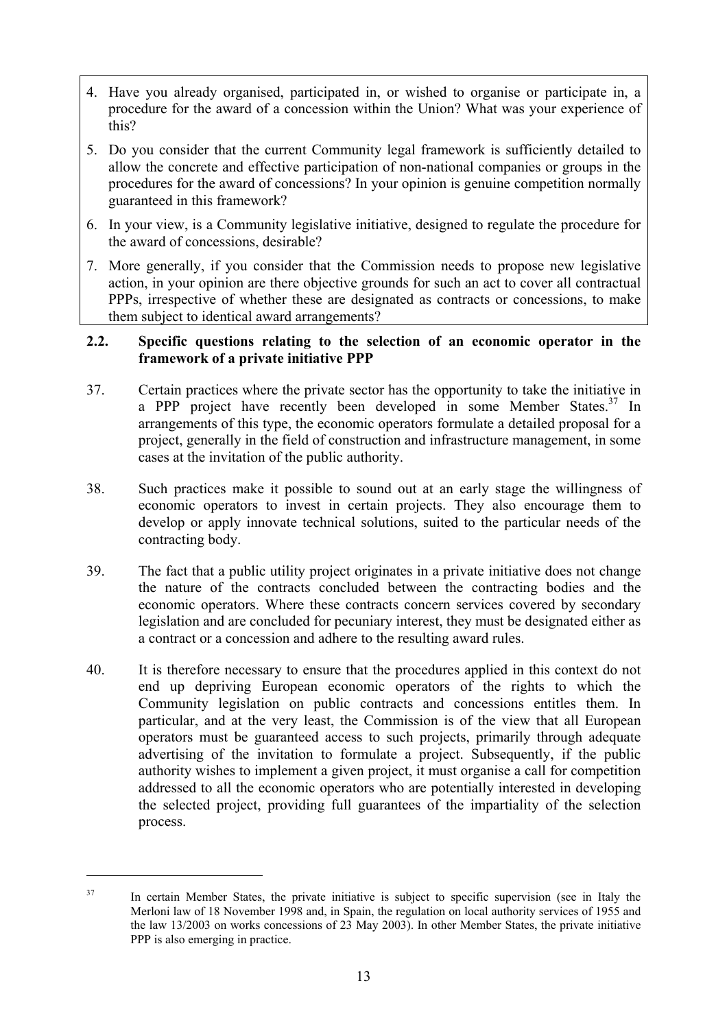4. Have you already organised, participated in, or wished to organise or participate in, a procedure for the award of a concession within the Union? What was your experience of this?
5. Do you consider that the current Community legal framework is sufficiently detailed to allow the concrete and effective participation of non-national companies or groups in the procedures for the award of concessions? In your opinion is genuine competition normally guaranteed in this framework?
6. In your view, is a Community legislative initiative, designed to regulate the procedure for the award of concessions, desirable?
7. More generally, if you consider that the Commission needs to propose new legislative action, in your opinion are there objective grounds for such an act to cover all contractual PPPs, irrespective of whether these are designated as contracts or concessions, to make them subject to identical award arrangements?

### 2.2. Specific questions relating to the selection of an economic operator in the framework of a private initiative PPP

37. Certain practices where the private sector has the opportunity to take the initiative in a PPP project have recently been developed in some Member States.[37] In arrangements of this type, the economic operators formulate a detailed proposal for a project, generally in the field of construction and infrastructure management, in some cases at the invitation of the public authority.

38. Such practices make it possible to sound out at an early stage the willingness of economic operators to invest in certain projects. They also encourage them to develop or apply innovate technical solutions, suited to the particular needs of the contracting body.

39. The fact that a public utility project originates in a private initiative does not change the nature of the contracts concluded between the contracting bodies and the economic operators. Where these contracts concern services covered by secondary legislation and are concluded for pecuniary interest, they must be designated either as a contract or a concession and adhere to the resulting award rules.

40. It is therefore necessary to ensure that the procedures applied in this context do not end up depriving European economic operators of the rights to which the Community legislation on public contracts and concessions entitles them. In particular, and at the very least, the Commission is of the view that all European operators must be guaranteed access to such projects, primarily through adequate advertising of the invitation to formulate a project. Subsequently, if the public authority wishes to implement a given project, it must organise a call for competition addressed to all the economic operators who are potentially interested in developing the selected project, providing full guarantees of the impartiality of the selection process.

---

[37] In certain Member States, the private initiative is subject to specific supervision (see in Italy the Merloni law of 18 November 1998 and, in Spain, the regulation on local authority services of 1955 and the law 13/2003 on works concessions of 23 May 2003). In other Member States, the private initiative PPP is also emerging in practice.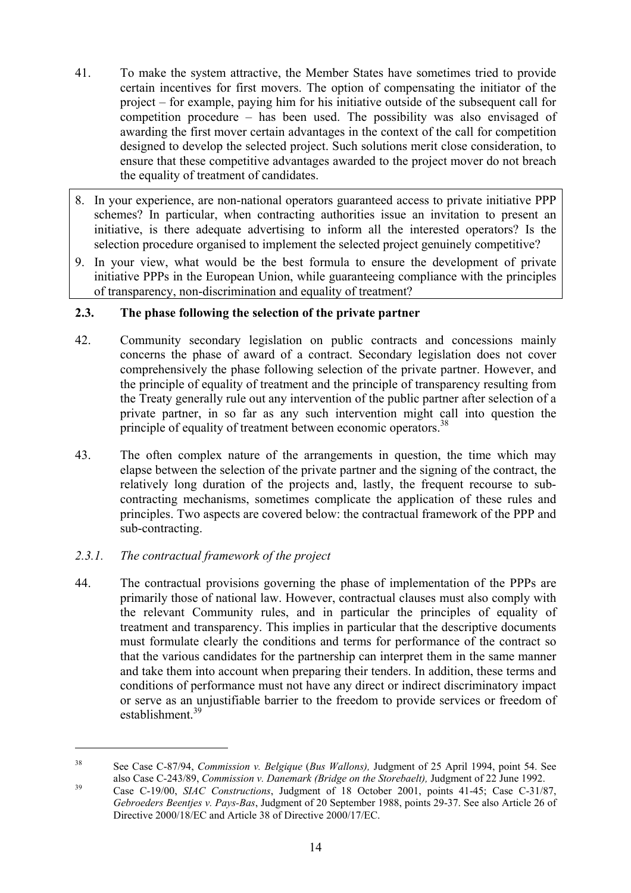41. To make the system attractive, the Member States have sometimes tried to provide certain incentives for first movers. The option of compensating the initiator of the project – for example, paying him for his initiative outside of the subsequent call for competition procedure – has been used. The possibility was also envisaged of awarding the first mover certain advantages in the context of the call for competition designed to develop the selected project. Such solutions merit close consideration, to ensure that these competitive advantages awarded to the project mover do not breach the equality of treatment of candidates.

8. In your experience, are non-national operators guaranteed access to private initiative PPP schemes? In particular, when contracting authorities issue an invitation to present an initiative, is there adequate advertising to inform all the interested operators? Is the selection procedure organised to implement the selected project genuinely competitive?
9. In your view, what would be the best formula to ensure the development of private initiative PPPs in the European Union, while guaranteeing compliance with the principles of transparency, non-discrimination and equality of treatment?

### 2.3. The phase following the selection of the private partner

42. Community secondary legislation on public contracts and concessions mainly concerns the phase of award of a contract. Secondary legislation does not cover comprehensively the phase following selection of the private partner. However, and the principle of equality of treatment and the principle of transparency resulting from the Treaty generally rule out any intervention of the public partner after selection of a private partner, in so far as any such intervention might call into question the principle of equality of treatment between economic operators.[38]

43. The often complex nature of the arrangements in question, the time which may elapse between the selection of the private partner and the signing of the contract, the relatively long duration of the projects and, lastly, the frequent recourse to sub-contracting mechanisms, sometimes complicate the application of these rules and principles. Two aspects are covered below: the contractual framework of the PPP and sub-contracting.

#### *2.3.1. The contractual framework of the project*

44. The contractual provisions governing the phase of implementation of the PPPs are primarily those of national law. However, contractual clauses must also comply with the relevant Community rules, and in particular the principles of equality of treatment and transparency. This implies in particular that the descriptive documents must formulate clearly the conditions and terms for performance of the contract so that the various candidates for the partnership can interpret them in the same manner and take them into account when preparing their tenders. In addition, these terms and conditions of performance must not have any direct or indirect discriminatory impact or serve as an unjustifiable barrier to the freedom to provide services or freedom of establishment.[39]

---

[38] See Case C-87/94, *Commission v. Belgique* (*Bus Wallons),* Judgment of 25 April 1994, point 54. See also Case C-243/89, *Commission v. Danemark (Bridge on the Storebaelt),* Judgment of 22 June 1992.

[39] Case C-19/00, *SIAC Constructions*, Judgment of 18 October 2001, points 41-45; Case C-31/87, *Gebroeders Beentjes v. Pays-Bas*, Judgment of 20 September 1988, points 29-37. See also Article 26 of Directive 2000/18/EC and Article 38 of Directive 2000/17/EC.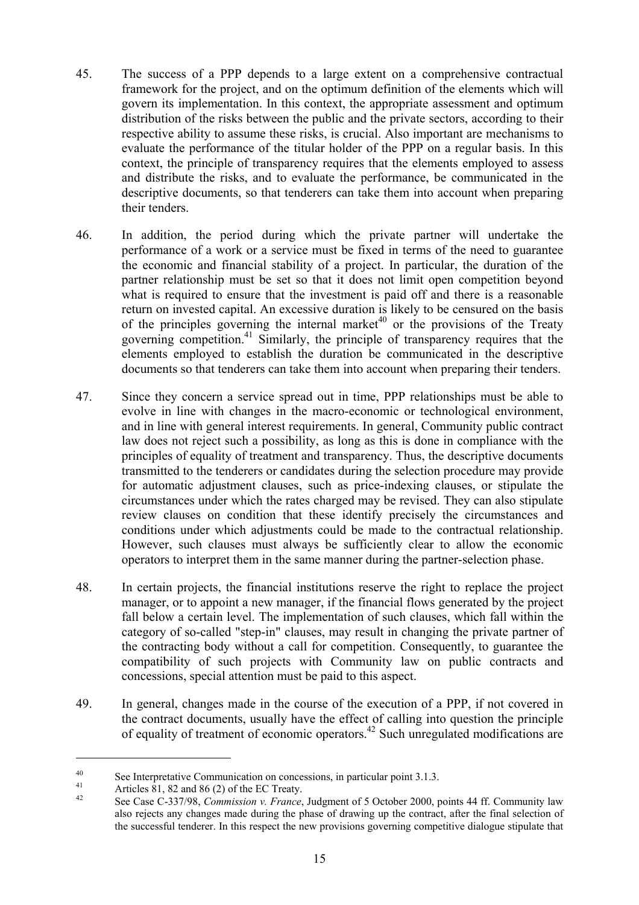45. The success of a PPP depends to a large extent on a comprehensive contractual framework for the project, and on the optimum definition of the elements which will govern its implementation. In this context, the appropriate assessment and optimum distribution of the risks between the public and the private sectors, according to their respective ability to assume these risks, is crucial. Also important are mechanisms to evaluate the performance of the titular holder of the PPP on a regular basis. In this context, the principle of transparency requires that the elements employed to assess and distribute the risks, and to evaluate the performance, be communicated in the descriptive documents, so that tenderers can take them into account when preparing their tenders.

46. In addition, the period during which the private partner will undertake the performance of a work or a service must be fixed in terms of the need to guarantee the economic and financial stability of a project. In particular, the duration of the partner relationship must be set so that it does not limit open competition beyond what is required to ensure that the investment is paid off and there is a reasonable return on invested capital. An excessive duration is likely to be censured on the basis of the principles governing the internal market[40] or the provisions of the Treaty governing competition.[41] Similarly, the principle of transparency requires that the elements employed to establish the duration be communicated in the descriptive documents so that tenderers can take them into account when preparing their tenders.

47. Since they concern a service spread out in time, PPP relationships must be able to evolve in line with changes in the macro-economic or technological environment, and in line with general interest requirements. In general, Community public contract law does not reject such a possibility, as long as this is done in compliance with the principles of equality of treatment and transparency. Thus, the descriptive documents transmitted to the tenderers or candidates during the selection procedure may provide for automatic adjustment clauses, such as price-indexing clauses, or stipulate the circumstances under which the rates charged may be revised. They can also stipulate review clauses on condition that these identify precisely the circumstances and conditions under which adjustments could be made to the contractual relationship. However, such clauses must always be sufficiently clear to allow the economic operators to interpret them in the same manner during the partner-selection phase.

48. In certain projects, the financial institutions reserve the right to replace the project manager, or to appoint a new manager, if the financial flows generated by the project fall below a certain level. The implementation of such clauses, which fall within the category of so-called "step-in" clauses, may result in changing the private partner of the contracting body without a call for competition. Consequently, to guarantee the compatibility of such projects with Community law on public contracts and concessions, special attention must be paid to this aspect.

49. In general, changes made in the course of the execution of a PPP, if not covered in the contract documents, usually have the effect of calling into question the principle of equality of treatment of economic operators.[42] Such unregulated modifications are

---

[40] See Interpretative Communication on concessions, in particular point 3.1.3.

[41] Articles 81, 82 and 86 (2) of the EC Treaty.

[42] See Case C-337/98, *Commission v. France*, Judgment of 5 October 2000, points 44 ff. Community law also rejects any changes made during the phase of drawing up the contract, after the final selection of the successful tenderer. In this respect the new provisions governing competitive dialogue stipulate that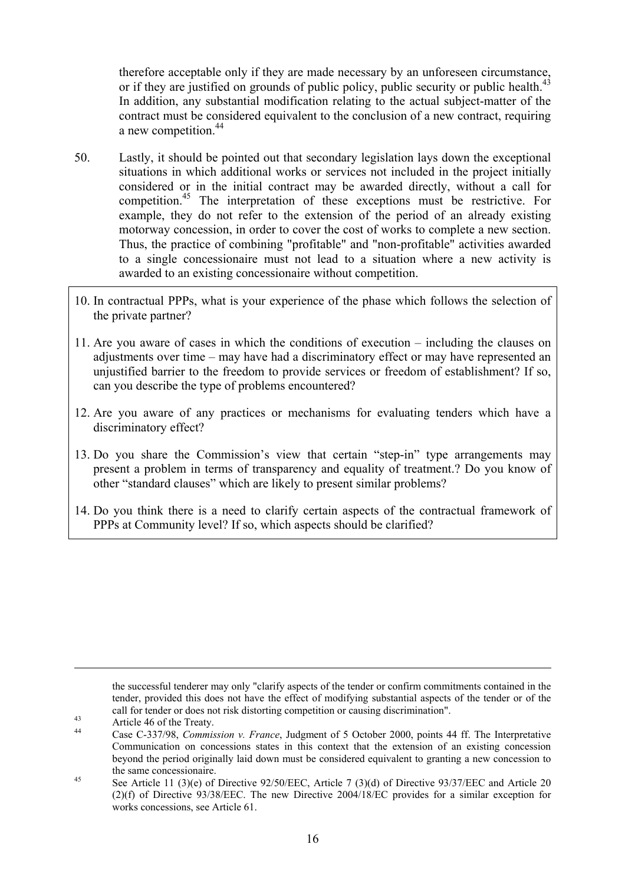therefore acceptable only if they are made necessary by an unforeseen circumstance, or if they are justified on grounds of public policy, public security or public health.[43] In addition, any substantial modification relating to the actual subject-matter of the contract must be considered equivalent to the conclusion of a new contract, requiring a new competition.[44]

50. Lastly, it should be pointed out that secondary legislation lays down the exceptional situations in which additional works or services not included in the project initially considered or in the initial contract may be awarded directly, without a call for competition.[45] The interpretation of these exceptions must be restrictive. For example, they do not refer to the extension of the period of an already existing motorway concession, in order to cover the cost of works to complete a new section. Thus, the practice of combining "profitable" and "non-profitable" activities awarded to a single concessionaire must not lead to a situation where a new activity is awarded to an existing concessionaire without competition.

10. In contractual PPPs, what is your experience of the phase which follows the selection of the private partner?

11. Are you aware of cases in which the conditions of execution – including the clauses on adjustments over time – may have had a discriminatory effect or may have represented an unjustified barrier to the freedom to provide services or freedom of establishment? If so, can you describe the type of problems encountered?

12. Are you aware of any practices or mechanisms for evaluating tenders which have a discriminatory effect?

13. Do you share the Commission's view that certain "step-in" type arrangements may present a problem in terms of transparency and equality of treatment.? Do you know of other "standard clauses" which are likely to present similar problems?

14. Do you think there is a need to clarify certain aspects of the contractual framework of PPPs at Community level? If so, which aspects should be clarified?

---

the successful tenderer may only "clarify aspects of the tender or confirm commitments contained in the tender, provided this does not have the effect of modifying substantial aspects of the tender or of the call for tender or does not risk distorting competition or causing discrimination".

[43] Article 46 of the Treaty.

[44] Case C-337/98, *Commission v. France*, Judgment of 5 October 2000, points 44 ff. The Interpretative Communication on concessions states in this context that the extension of an existing concession beyond the period originally laid down must be considered equivalent to granting a new concession to the same concessionaire.

[45] See Article 11 (3)(e) of Directive 92/50/EEC, Article 7 (3)(d) of Directive 93/37/EEC and Article 20 (2)(f) of Directive 93/38/EEC. The new Directive 2004/18/EC provides for a similar exception for works concessions, see Article 61.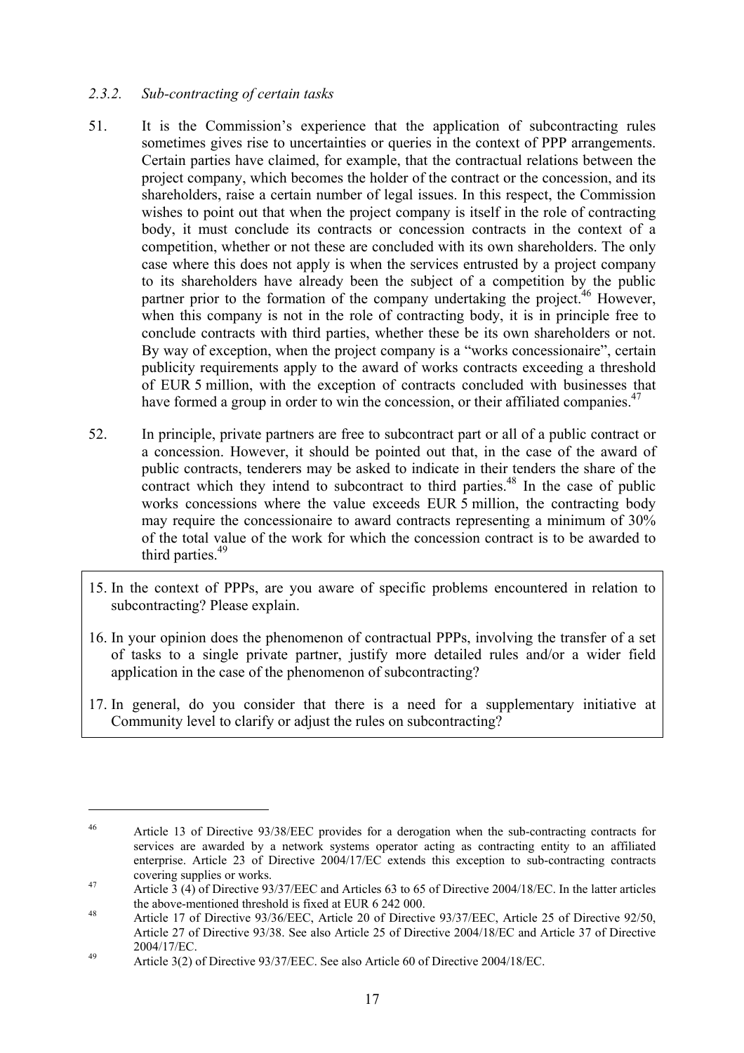### *2.3.2. Sub-contracting of certain tasks*

51. It is the Commission's experience that the application of subcontracting rules sometimes gives rise to uncertainties or queries in the context of PPP arrangements. Certain parties have claimed, for example, that the contractual relations between the project company, which becomes the holder of the contract or the concession, and its shareholders, raise a certain number of legal issues. In this respect, the Commission wishes to point out that when the project company is itself in the role of contracting body, it must conclude its contracts or concession contracts in the context of a competition, whether or not these are concluded with its own shareholders. The only case where this does not apply is when the services entrusted by a project company to its shareholders have already been the subject of a competition by the public partner prior to the formation of the company undertaking the project.[46] However, when this company is not in the role of contracting body, it is in principle free to conclude contracts with third parties, whether these be its own shareholders or not. By way of exception, when the project company is a "works concessionaire", certain publicity requirements apply to the award of works contracts exceeding a threshold of EUR 5 million, with the exception of contracts concluded with businesses that have formed a group in order to win the concession, or their affiliated companies.[47]

52. In principle, private partners are free to subcontract part or all of a public contract or a concession. However, it should be pointed out that, in the case of the award of public contracts, tenderers may be asked to indicate in their tenders the share of the contract which they intend to subcontract to third parties.[48] In the case of public works concessions where the value exceeds EUR 5 million, the contracting body may require the concessionaire to award contracts representing a minimum of 30% of the total value of the work for which the concession contract is to be awarded to third parties.[49]

15. In the context of PPPs, are you aware of specific problems encountered in relation to subcontracting? Please explain.

16. In your opinion does the phenomenon of contractual PPPs, involving the transfer of a set of tasks to a single private partner, justify more detailed rules and/or a wider field application in the case of the phenomenon of subcontracting?

17. In general, do you consider that there is a need for a supplementary initiative at Community level to clarify or adjust the rules on subcontracting?

---

[46] Article 13 of Directive 93/38/EEC provides for a derogation when the sub-contracting contracts for services are awarded by a network systems operator acting as contracting entity to an affiliated enterprise. Article 23 of Directive 2004/17/EC extends this exception to sub-contracting contracts covering supplies or works.

[47] Article 3 (4) of Directive 93/37/EEC and Articles 63 to 65 of Directive 2004/18/EC. In the latter articles the above-mentioned threshold is fixed at EUR 6 242 000.

[48] Article 17 of Directive 93/36/EEC, Article 20 of Directive 93/37/EEC, Article 25 of Directive 92/50, Article 27 of Directive 93/38. See also Article 25 of Directive 2004/18/EC and Article 37 of Directive 2004/17/EC.

[49] Article 3(2) of Directive 93/37/EEC. See also Article 60 of Directive 2004/18/EC.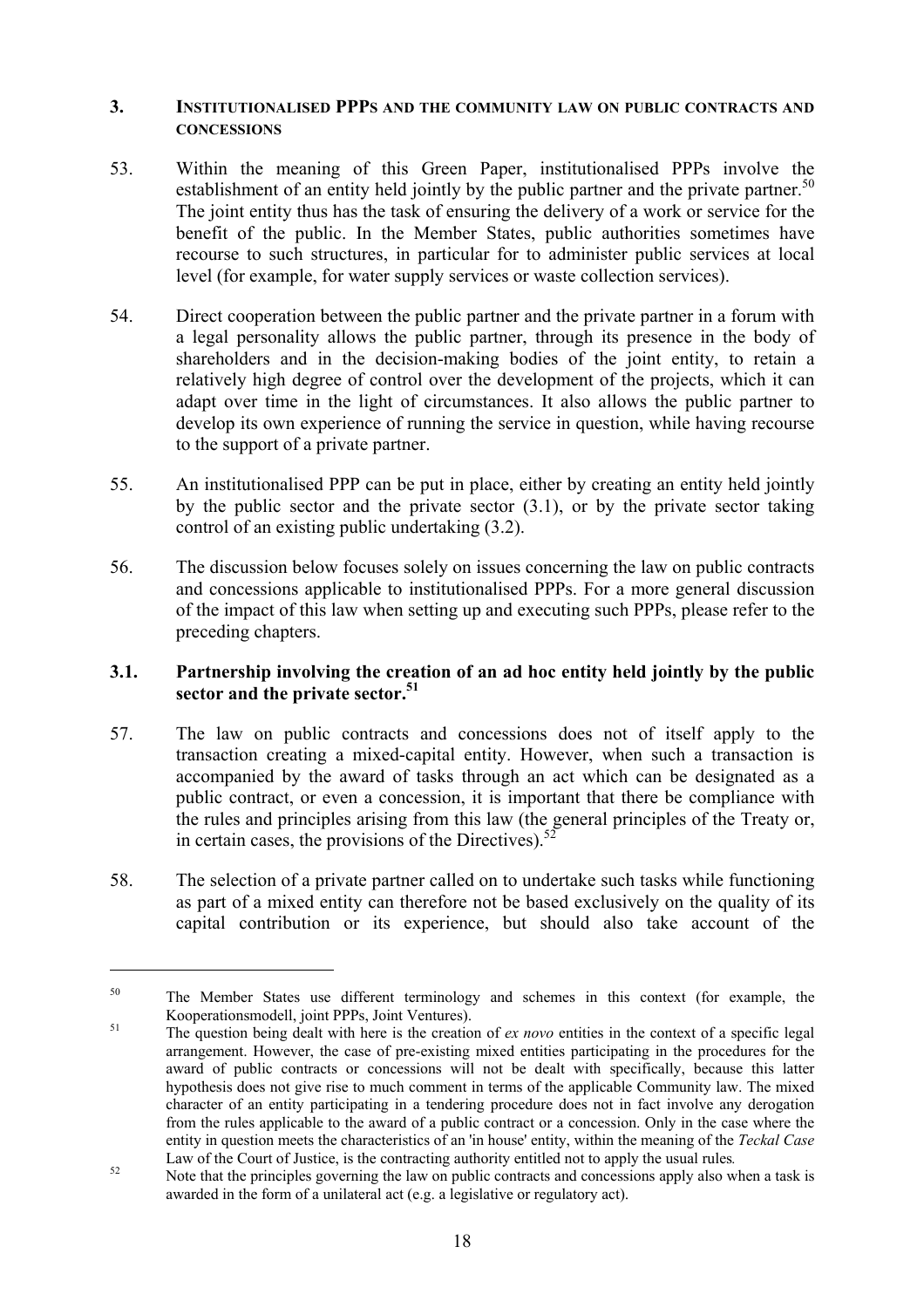## 3. INSTITUTIONALISED PPPS AND THE COMMUNITY LAW ON PUBLIC CONTRACTS AND CONCESSIONS

53. Within the meaning of this Green Paper, institutionalised PPPs involve the establishment of an entity held jointly by the public partner and the private partner.[50] The joint entity thus has the task of ensuring the delivery of a work or service for the benefit of the public. In the Member States, public authorities sometimes have recourse to such structures, in particular for to administer public services at local level (for example, for water supply services or waste collection services).

54. Direct cooperation between the public partner and the private partner in a forum with a legal personality allows the public partner, through its presence in the body of shareholders and in the decision-making bodies of the joint entity, to retain a relatively high degree of control over the development of the projects, which it can adapt over time in the light of circumstances. It also allows the public partner to develop its own experience of running the service in question, while having recourse to the support of a private partner.

55. An institutionalised PPP can be put in place, either by creating an entity held jointly by the public sector and the private sector (3.1), or by the private sector taking control of an existing public undertaking (3.2).

56. The discussion below focuses solely on issues concerning the law on public contracts and concessions applicable to institutionalised PPPs. For a more general discussion of the impact of this law when setting up and executing such PPPs, please refer to the preceding chapters.

### 3.1. Partnership involving the creation of an ad hoc entity held jointly by the public sector and the private sector.[51]

57. The law on public contracts and concessions does not of itself apply to the transaction creating a mixed-capital entity. However, when such a transaction is accompanied by the award of tasks through an act which can be designated as a public contract, or even a concession, it is important that there be compliance with the rules and principles arising from this law (the general principles of the Treaty or, in certain cases, the provisions of the Directives).[52]

58. The selection of a private partner called on to undertake such tasks while functioning as part of a mixed entity can therefore not be based exclusively on the quality of its capital contribution or its experience, but should also take account of the

---

[50] The Member States use different terminology and schemes in this context (for example, the Kooperationsmodell, joint PPPs, Joint Ventures).

[51] The question being dealt with here is the creation of *ex novo* entities in the context of a specific legal arrangement. However, the case of pre-existing mixed entities participating in the procedures for the award of public contracts or concessions will not be dealt with specifically, because this latter hypothesis does not give rise to much comment in terms of the applicable Community law. The mixed character of an entity participating in a tendering procedure does not in fact involve any derogation from the rules applicable to the award of a public contract or a concession. Only in the case where the entity in question meets the characteristics of an 'in house' entity, within the meaning of the *Teckal Case* Law of the Court of Justice, is the contracting authority entitled not to apply the usual rules.

[52] Note that the principles governing the law on public contracts and concessions apply also when a task is awarded in the form of a unilateral act (e.g. a legislative or regulatory act).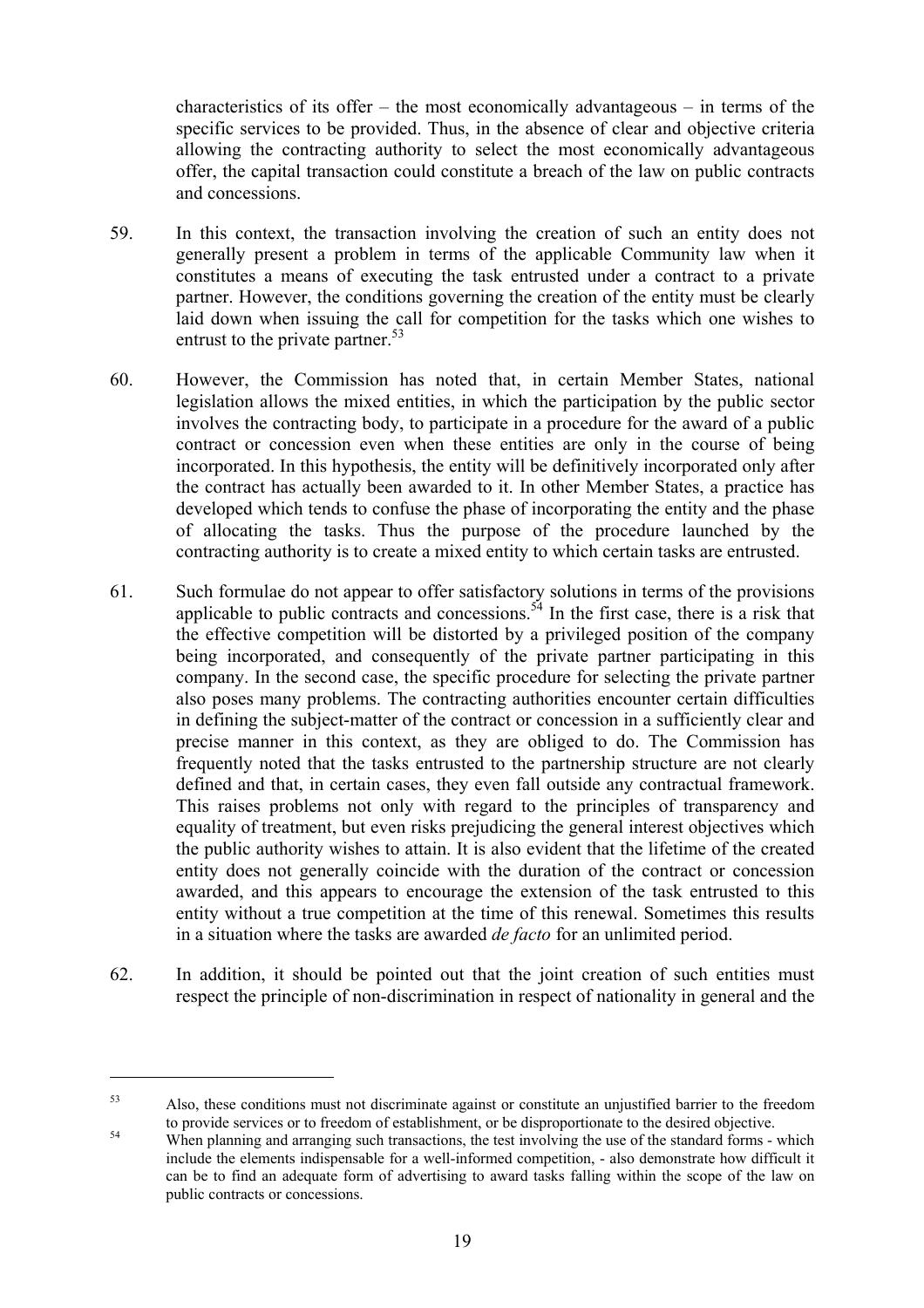characteristics of its offer – the most economically advantageous – in terms of the specific services to be provided. Thus, in the absence of clear and objective criteria allowing the contracting authority to select the most economically advantageous offer, the capital transaction could constitute a breach of the law on public contracts and concessions.

59. In this context, the transaction involving the creation of such an entity does not generally present a problem in terms of the applicable Community law when it constitutes a means of executing the task entrusted under a contract to a private partner. However, the conditions governing the creation of the entity must be clearly laid down when issuing the call for competition for the tasks which one wishes to entrust to the private partner.[53]

60. However, the Commission has noted that, in certain Member States, national legislation allows the mixed entities, in which the participation by the public sector involves the contracting body, to participate in a procedure for the award of a public contract or concession even when these entities are only in the course of being incorporated. In this hypothesis, the entity will be definitively incorporated only after the contract has actually been awarded to it. In other Member States, a practice has developed which tends to confuse the phase of incorporating the entity and the phase of allocating the tasks. Thus the purpose of the procedure launched by the contracting authority is to create a mixed entity to which certain tasks are entrusted.

61. Such formulae do not appear to offer satisfactory solutions in terms of the provisions applicable to public contracts and concessions.[54] In the first case, there is a risk that the effective competition will be distorted by a privileged position of the company being incorporated, and consequently of the private partner participating in this company. In the second case, the specific procedure for selecting the private partner also poses many problems. The contracting authorities encounter certain difficulties in defining the subject-matter of the contract or concession in a sufficiently clear and precise manner in this context, as they are obliged to do. The Commission has frequently noted that the tasks entrusted to the partnership structure are not clearly defined and that, in certain cases, they even fall outside any contractual framework. This raises problems not only with regard to the principles of transparency and equality of treatment, but even risks prejudicing the general interest objectives which the public authority wishes to attain. It is also evident that the lifetime of the created entity does not generally coincide with the duration of the contract or concession awarded, and this appears to encourage the extension of the task entrusted to this entity without a true competition at the time of this renewal. Sometimes this results in a situation where the tasks are awarded *de facto* for an unlimited period.

62. In addition, it should be pointed out that the joint creation of such entities must respect the principle of non-discrimination in respect of nationality in general and the

---

[53] Also, these conditions must not discriminate against or constitute an unjustified barrier to the freedom to provide services or to freedom of establishment, or be disproportionate to the desired objective.

[54] When planning and arranging such transactions, the test involving the use of the standard forms - which include the elements indispensable for a well-informed competition, - also demonstrate how difficult it can be to find an adequate form of advertising to award tasks falling within the scope of the law on public contracts or concessions.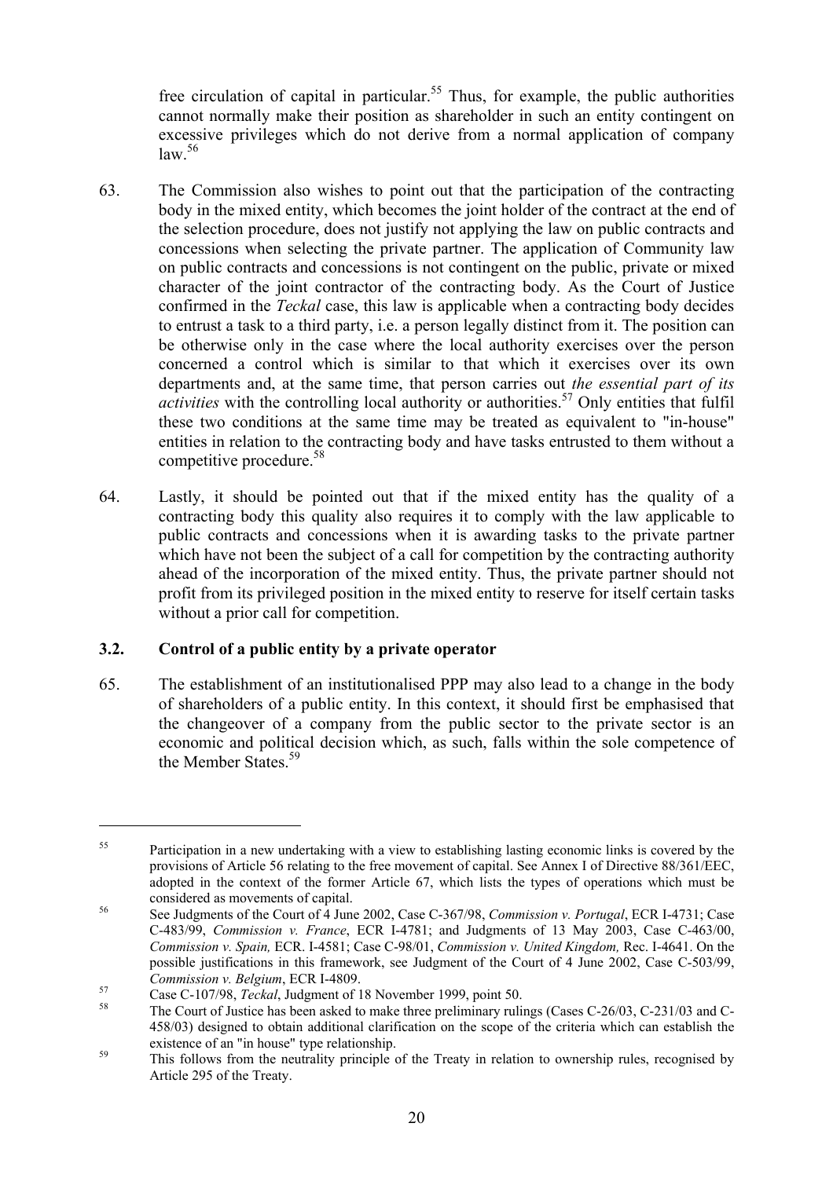free circulation of capital in particular.[55] Thus, for example, the public authorities cannot normally make their position as shareholder in such an entity contingent on excessive privileges which do not derive from a normal application of company law.[56]

63. The Commission also wishes to point out that the participation of the contracting body in the mixed entity, which becomes the joint holder of the contract at the end of the selection procedure, does not justify not applying the law on public contracts and concessions when selecting the private partner. The application of Community law on public contracts and concessions is not contingent on the public, private or mixed character of the joint contractor of the contracting body. As the Court of Justice confirmed in the *Teckal* case, this law is applicable when a contracting body decides to entrust a task to a third party, i.e. a person legally distinct from it. The position can be otherwise only in the case where the local authority exercises over the person concerned a control which is similar to that which it exercises over its own departments and, at the same time, that person carries out *the essential part of its activities* with the controlling local authority or authorities.[57] Only entities that fulfil these two conditions at the same time may be treated as equivalent to "in-house" entities in relation to the contracting body and have tasks entrusted to them without a competitive procedure.[58]

64. Lastly, it should be pointed out that if the mixed entity has the quality of a contracting body this quality also requires it to comply with the law applicable to public contracts and concessions when it is awarding tasks to the private partner which have not been the subject of a call for competition by the contracting authority ahead of the incorporation of the mixed entity. Thus, the private partner should not profit from its privileged position in the mixed entity to reserve for itself certain tasks without a prior call for competition.

### 3.2. Control of a public entity by a private operator

65. The establishment of an institutionalised PPP may also lead to a change in the body of shareholders of a public entity. In this context, it should first be emphasised that the changeover of a company from the public sector to the private sector is an economic and political decision which, as such, falls within the sole competence of the Member States.[59]

---

[55] Participation in a new undertaking with a view to establishing lasting economic links is covered by the provisions of Article 56 relating to the free movement of capital. See Annex I of Directive 88/361/EEC, adopted in the context of the former Article 67, which lists the types of operations which must be considered as movements of capital.

[56] See Judgments of the Court of 4 June 2002, Case C-367/98, *Commission v. Portugal*, ECR I-4731; Case C-483/99, *Commission v. France*, ECR I-4781; and Judgments of 13 May 2003, Case C-463/00, *Commission v. Spain,* ECR. I-4581; Case C-98/01, *Commission v. United Kingdom,* Rec. I-4641. On the possible justifications in this framework, see Judgment of the Court of 4 June 2002, Case C-503/99, *Commission v. Belgium*, ECR I-4809.

[57] Case C-107/98, *Teckal*, Judgment of 18 November 1999, point 50.

[58] The Court of Justice has been asked to make three preliminary rulings (Cases C-26/03, C-231/03 and C-458/03) designed to obtain additional clarification on the scope of the criteria which can establish the existence of an "in house" type relationship.

[59] This follows from the neutrality principle of the Treaty in relation to ownership rules, recognised by Article 295 of the Treaty.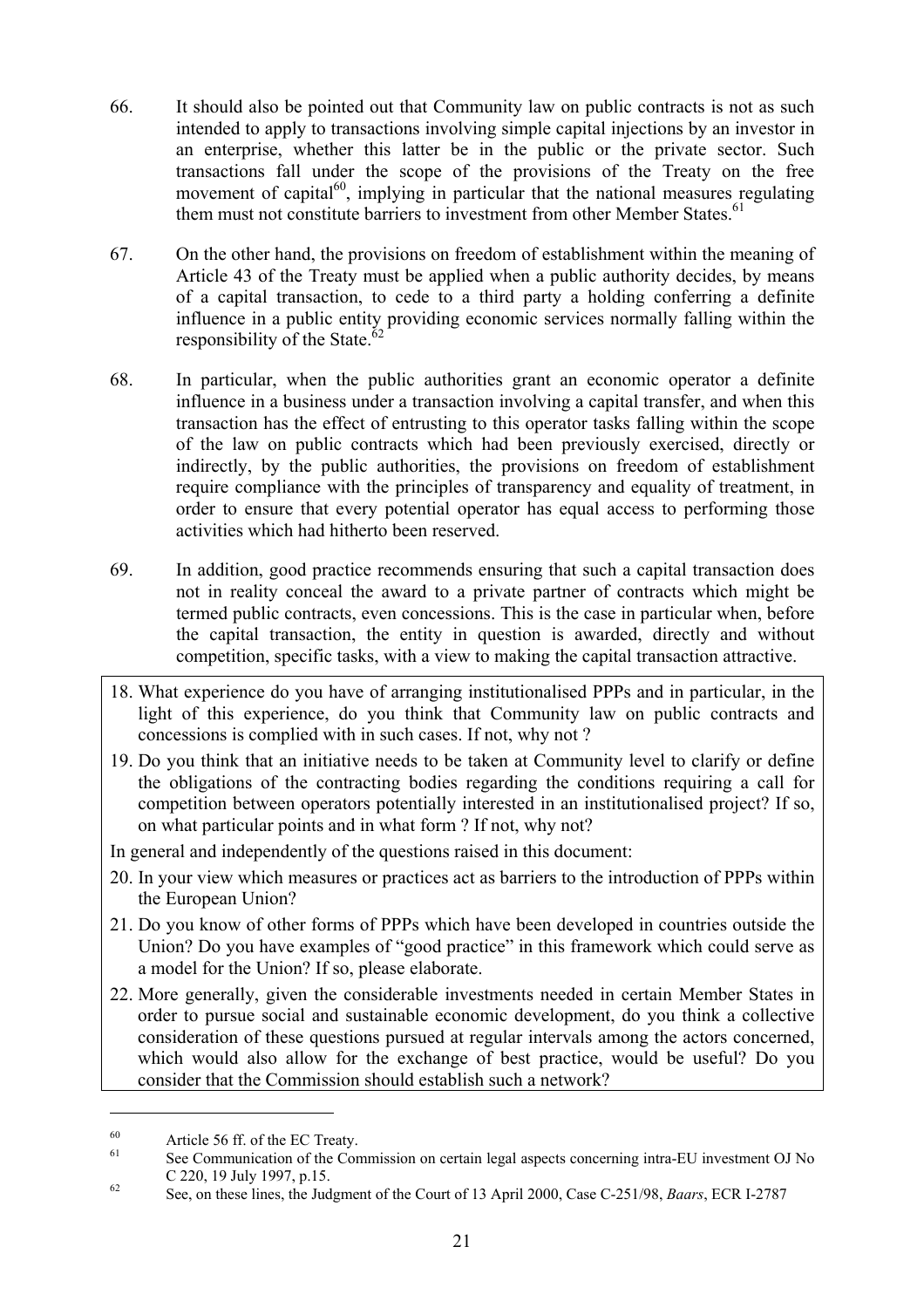66. It should also be pointed out that Community law on public contracts is not as such intended to apply to transactions involving simple capital injections by an investor in an enterprise, whether this latter be in the public or the private sector. Such transactions fall under the scope of the provisions of the Treaty on the free movement of capital[60], implying in particular that the national measures regulating them must not constitute barriers to investment from other Member States.[61]

67. On the other hand, the provisions on freedom of establishment within the meaning of Article 43 of the Treaty must be applied when a public authority decides, by means of a capital transaction, to cede to a third party a holding conferring a definite influence in a public entity providing economic services normally falling within the responsibility of the State.[62]

68. In particular, when the public authorities grant an economic operator a definite influence in a business under a transaction involving a capital transfer, and when this transaction has the effect of entrusting to this operator tasks falling within the scope of the law on public contracts which had been previously exercised, directly or indirectly, by the public authorities, the provisions on freedom of establishment require compliance with the principles of transparency and equality of treatment, in order to ensure that every potential operator has equal access to performing those activities which had hitherto been reserved.

69. In addition, good practice recommends ensuring that such a capital transaction does not in reality conceal the award to a private partner of contracts which might be termed public contracts, even concessions. This is the case in particular when, before the capital transaction, the entity in question is awarded, directly and without competition, specific tasks, with a view to making the capital transaction attractive.

18. What experience do you have of arranging institutionalised PPPs and in particular, in the light of this experience, do you think that Community law on public contracts and concessions is complied with in such cases. If not, why not ?
19. Do you think that an initiative needs to be taken at Community level to clarify or define the obligations of the contracting bodies regarding the conditions requiring a call for competition between operators potentially interested in an institutionalised project? If so, on what particular points and in what form ? If not, why not?

In general and independently of the questions raised in this document:

20. In your view which measures or practices act as barriers to the introduction of PPPs within the European Union?
21. Do you know of other forms of PPPs which have been developed in countries outside the Union? Do you have examples of "good practice" in this framework which could serve as a model for the Union? If so, please elaborate.
22. More generally, given the considerable investments needed in certain Member States in order to pursue social and sustainable economic development, do you think a collective consideration of these questions pursued at regular intervals among the actors concerned, which would also allow for the exchange of best practice, would be useful? Do you consider that the Commission should establish such a network?

---

[60] Article 56 ff. of the EC Treaty.

[61] See Communication of the Commission on certain legal aspects concerning intra-EU investment OJ No C 220, 19 July 1997, p.15.

[62] See, on these lines, the Judgment of the Court of 13 April 2000, Case C-251/98, *Baars*, ECR I-2787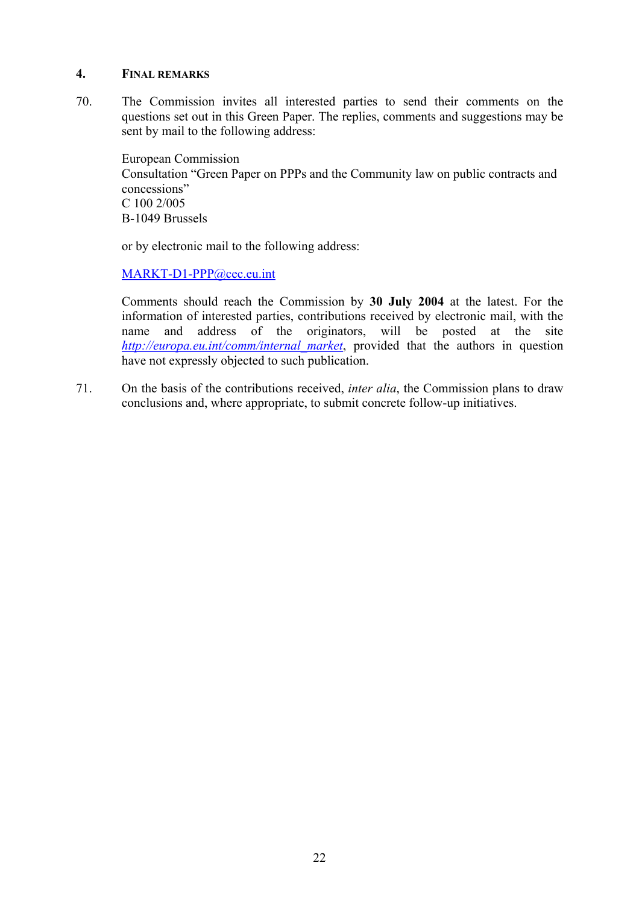## 4. FINAL REMARKS

70. The Commission invites all interested parties to send their comments on the questions set out in this Green Paper. The replies, comments and suggestions may be sent by mail to the following address:

    European Commission
    Consultation "Green Paper on PPPs and the Community law on public contracts and concessions"
    C 100 2/005
    B-1049 Brussels

    or by electronic mail to the following address:

    MARKT-D1-PPP@cec.eu.int

    Comments should reach the Commission by **30 July 2004** at the latest. For the information of interested parties, contributions received by electronic mail, with the name and address of the originators, will be posted at the site *http://europa.eu.int/comm/internal_market*, provided that the authors in question have not expressly objected to such publication.

71. On the basis of the contributions received, *inter alia*, the Commission plans to draw conclusions and, where appropriate, to submit concrete follow-up initiatives.